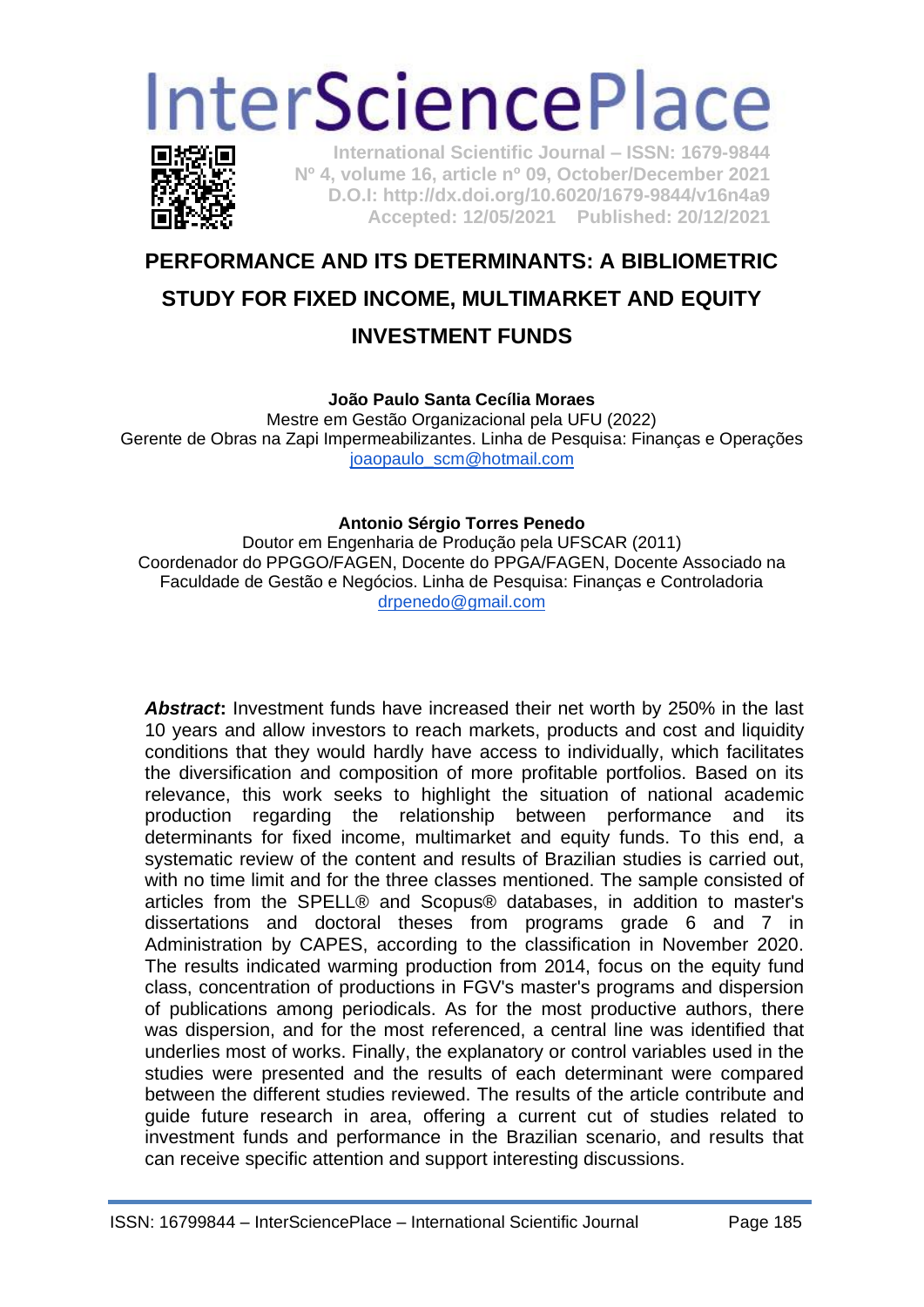# PERFORMANCE AND ITS DETERMINANTS: A BIBLIOMETRIC STUDY FOR FIXED INCOME, MULTIMARKET AND EQUITY INVESTMENT FUNDS

**João Paulo Santa Cecília Moraes**
Mestre em Gestão Organizacional pela UFU (2022)
Gerente de Obras na Zapi Impermeabilizantes. Linha de Pesquisa: Finanças e Operações
joaopaulo_scm@hotmail.com

**Antonio Sérgio Torres Penedo**
Doutor em Engenharia de Produção pela UFSCAR (2011)
Coordenador do PPGGO/FAGEN, Docente do PPGA/FAGEN, Docente Associado na Faculdade de Gestão e Negócios. Linha de Pesquisa: Finanças e Controladoria
drpenedo@gmail.com

***Abstract*:** Investment funds have increased their net worth by 250% in the last 10 years and allow investors to reach markets, products and cost and liquidity conditions that they would hardly have access to individually, which facilitates the diversification and composition of more profitable portfolios. Based on its relevance, this work seeks to highlight the situation of national academic production regarding the relationship between performance and its determinants for fixed income, multimarket and equity funds. To this end, a systematic review of the content and results of Brazilian studies is carried out, with no time limit and for the three classes mentioned. The sample consisted of articles from the SPELL® and Scopus® databases, in addition to master's dissertations and doctoral theses from programs grade 6 and 7 in Administration by CAPES, according to the classification in November 2020. The results indicated warming production from 2014, focus on the equity fund class, concentration of productions in FGV's master's programs and dispersion of publications among periodicals. As for the most productive authors, there was dispersion, and for the most referenced, a central line was identified that underlies most of works. Finally, the explanatory or control variables used in the studies were presented and the results of each determinant were compared between the different studies reviewed. The results of the article contribute and guide future research in area, offering a current cut of studies related to investment funds and performance in the Brazilian scenario, and results that can receive specific attention and support interesting discussions.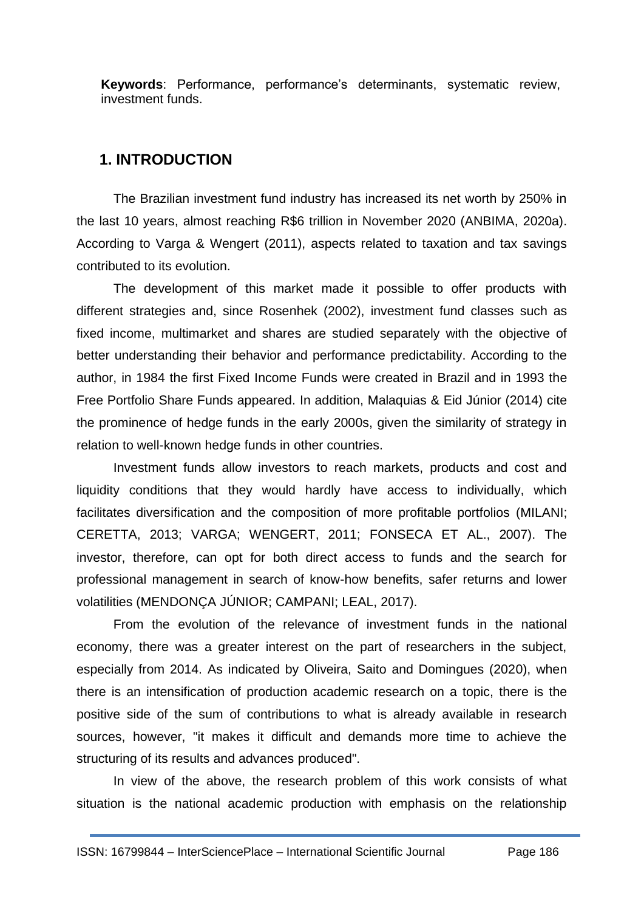**Keywords**: Performance, performance's determinants, systematic review, investment funds.

## 1. INTRODUCTION

The Brazilian investment fund industry has increased its net worth by 250% in the last 10 years, almost reaching R$6 trillion in November 2020 (ANBIMA, 2020a). According to Varga & Wengert (2011), aspects related to taxation and tax savings contributed to its evolution.

The development of this market made it possible to offer products with different strategies and, since Rosenhek (2002), investment fund classes such as fixed income, multimarket and shares are studied separately with the objective of better understanding their behavior and performance predictability. According to the author, in 1984 the first Fixed Income Funds were created in Brazil and in 1993 the Free Portfolio Share Funds appeared. In addition, Malaquias & Eid Júnior (2014) cite the prominence of hedge funds in the early 2000s, given the similarity of strategy in relation to well-known hedge funds in other countries.

Investment funds allow investors to reach markets, products and cost and liquidity conditions that they would hardly have access to individually, which facilitates diversification and the composition of more profitable portfolios (MILANI; CERETTA, 2013; VARGA; WENGERT, 2011; FONSECA ET AL., 2007). The investor, therefore, can opt for both direct access to funds and the search for professional management in search of know-how benefits, safer returns and lower volatilities (MENDONÇA JÚNIOR; CAMPANI; LEAL, 2017).

From the evolution of the relevance of investment funds in the national economy, there was a greater interest on the part of researchers in the subject, especially from 2014. As indicated by Oliveira, Saito and Domingues (2020), when there is an intensification of production academic research on a topic, there is the positive side of the sum of contributions to what is already available in research sources, however, "it makes it difficult and demands more time to achieve the structuring of its results and advances produced".

In view of the above, the research problem of this work consists of what situation is the national academic production with emphasis on the relationship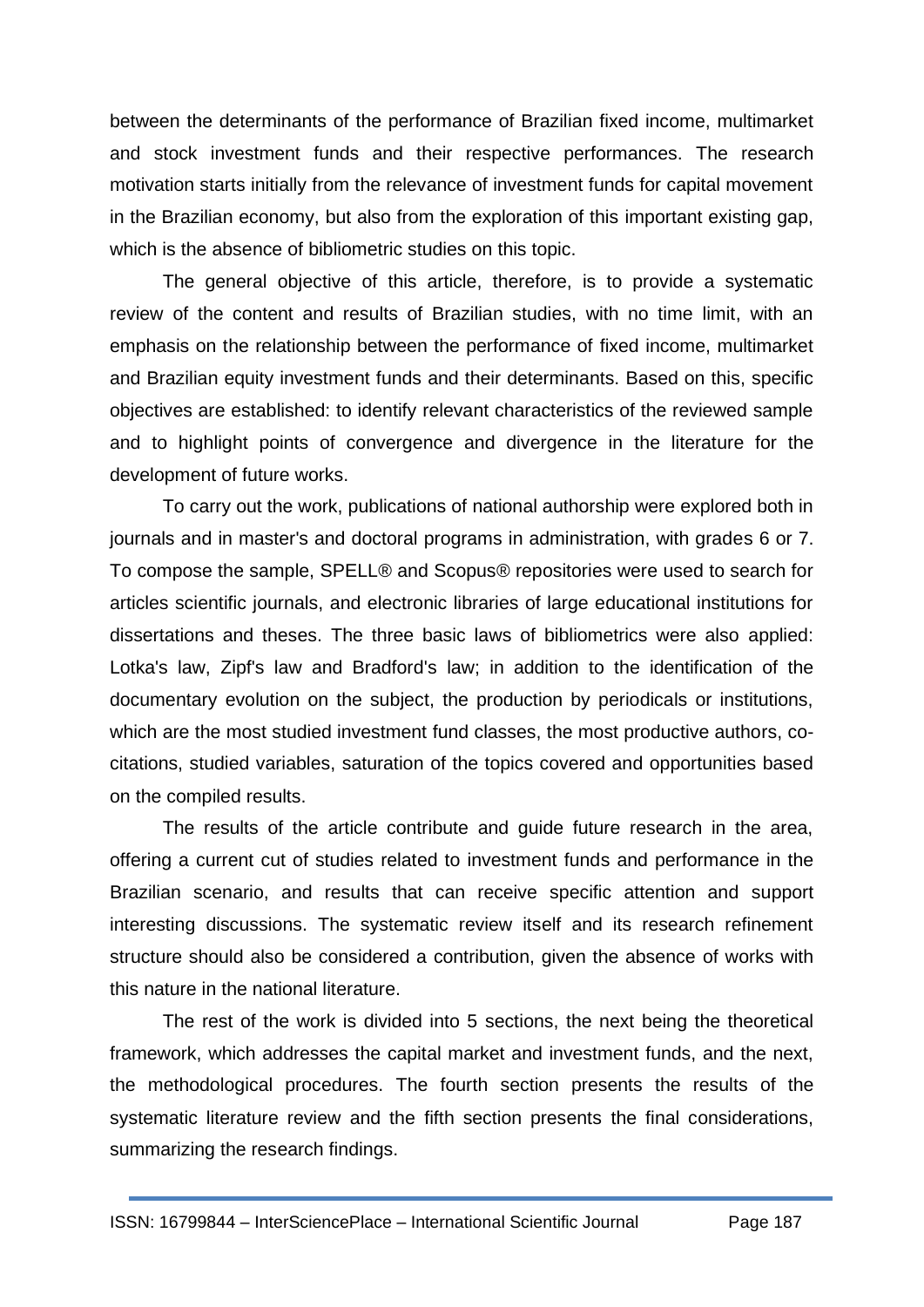between the determinants of the performance of Brazilian fixed income, multimarket and stock investment funds and their respective performances. The research motivation starts initially from the relevance of investment funds for capital movement in the Brazilian economy, but also from the exploration of this important existing gap, which is the absence of bibliometric studies on this topic.

The general objective of this article, therefore, is to provide a systematic review of the content and results of Brazilian studies, with no time limit, with an emphasis on the relationship between the performance of fixed income, multimarket and Brazilian equity investment funds and their determinants. Based on this, specific objectives are established: to identify relevant characteristics of the reviewed sample and to highlight points of convergence and divergence in the literature for the development of future works.

To carry out the work, publications of national authorship were explored both in journals and in master's and doctoral programs in administration, with grades 6 or 7. To compose the sample, SPELL® and Scopus® repositories were used to search for articles scientific journals, and electronic libraries of large educational institutions for dissertations and theses. The three basic laws of bibliometrics were also applied: Lotka's law, Zipf's law and Bradford's law; in addition to the identification of the documentary evolution on the subject, the production by periodicals or institutions, which are the most studied investment fund classes, the most productive authors, co-citations, studied variables, saturation of the topics covered and opportunities based on the compiled results.

The results of the article contribute and guide future research in the area, offering a current cut of studies related to investment funds and performance in the Brazilian scenario, and results that can receive specific attention and support interesting discussions. The systematic review itself and its research refinement structure should also be considered a contribution, given the absence of works with this nature in the national literature.

The rest of the work is divided into 5 sections, the next being the theoretical framework, which addresses the capital market and investment funds, and the next, the methodological procedures. The fourth section presents the results of the systematic literature review and the fifth section presents the final considerations, summarizing the research findings.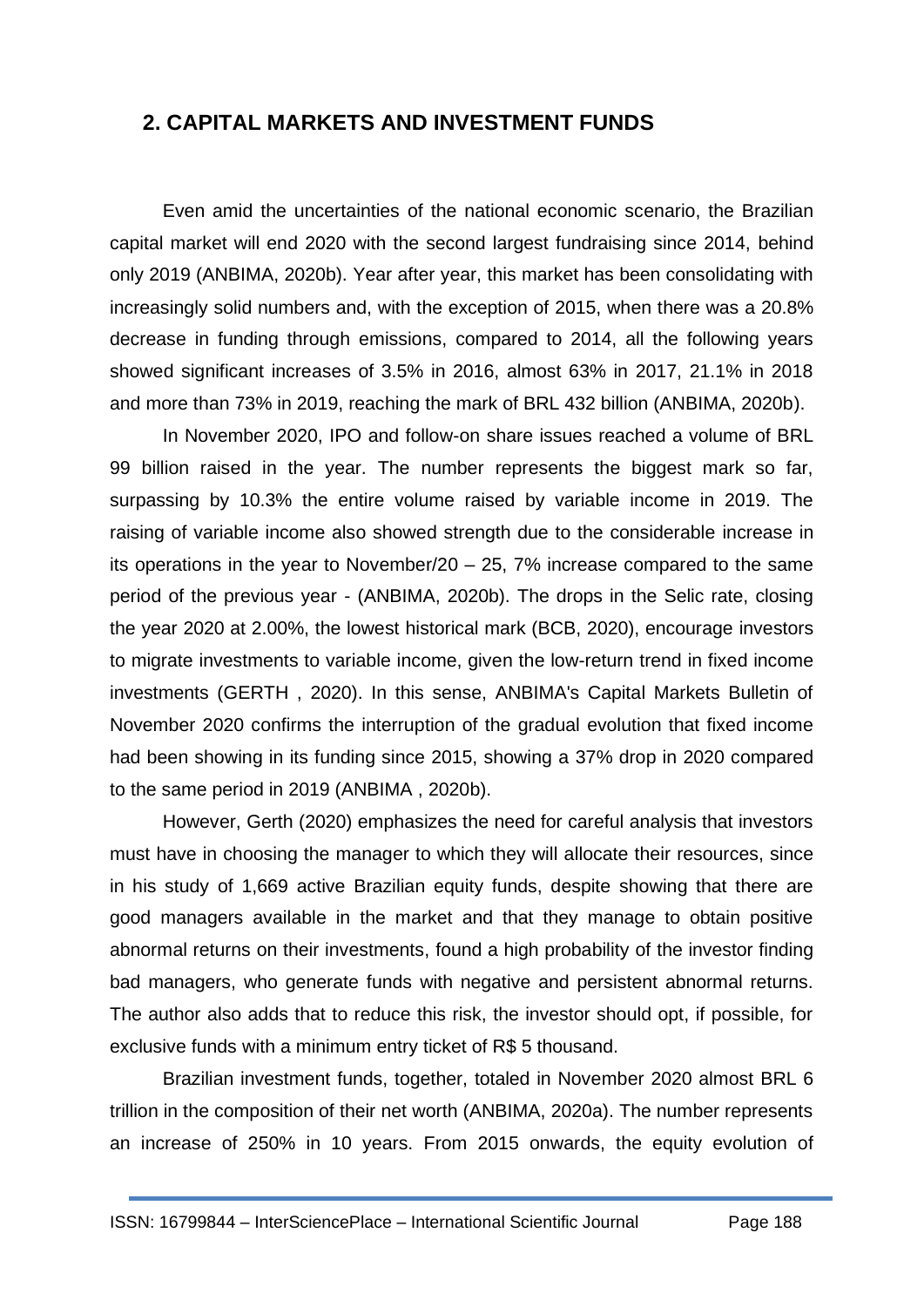## 2. CAPITAL MARKETS AND INVESTMENT FUNDS

Even amid the uncertainties of the national economic scenario, the Brazilian capital market will end 2020 with the second largest fundraising since 2014, behind only 2019 (ANBIMA, 2020b). Year after year, this market has been consolidating with increasingly solid numbers and, with the exception of 2015, when there was a 20.8% decrease in funding through emissions, compared to 2014, all the following years showed significant increases of 3.5% in 2016, almost 63% in 2017, 21.1% in 2018 and more than 73% in 2019, reaching the mark of BRL 432 billion (ANBIMA, 2020b).

In November 2020, IPO and follow-on share issues reached a volume of BRL 99 billion raised in the year. The number represents the biggest mark so far, surpassing by 10.3% the entire volume raised by variable income in 2019. The raising of variable income also showed strength due to the considerable increase in its operations in the year to November/20 – 25, 7% increase compared to the same period of the previous year - (ANBIMA, 2020b). The drops in the Selic rate, closing the year 2020 at 2.00%, the lowest historical mark (BCB, 2020), encourage investors to migrate investments to variable income, given the low-return trend in fixed income investments (GERTH , 2020). In this sense, ANBIMA's Capital Markets Bulletin of November 2020 confirms the interruption of the gradual evolution that fixed income had been showing in its funding since 2015, showing a 37% drop in 2020 compared to the same period in 2019 (ANBIMA , 2020b).

However, Gerth (2020) emphasizes the need for careful analysis that investors must have in choosing the manager to which they will allocate their resources, since in his study of 1,669 active Brazilian equity funds, despite showing that there are good managers available in the market and that they manage to obtain positive abnormal returns on their investments, found a high probability of the investor finding bad managers, who generate funds with negative and persistent abnormal returns. The author also adds that to reduce this risk, the investor should opt, if possible, for exclusive funds with a minimum entry ticket of R$ 5 thousand.

Brazilian investment funds, together, totaled in November 2020 almost BRL 6 trillion in the composition of their net worth (ANBIMA, 2020a). The number represents an increase of 250% in 10 years. From 2015 onwards, the equity evolution of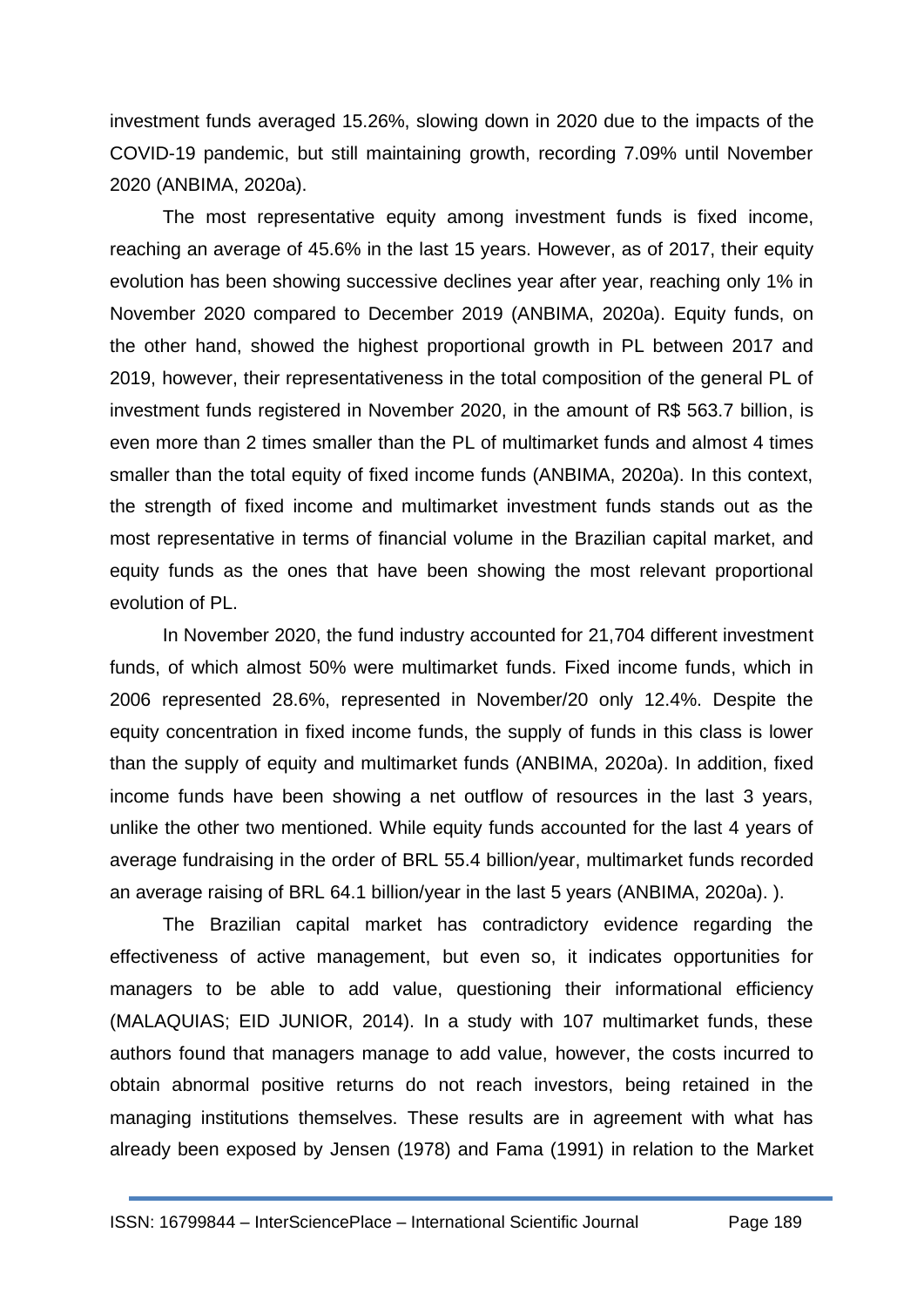investment funds averaged 15.26%, slowing down in 2020 due to the impacts of the COVID-19 pandemic, but still maintaining growth, recording 7.09% until November 2020 (ANBIMA, 2020a).

The most representative equity among investment funds is fixed income, reaching an average of 45.6% in the last 15 years. However, as of 2017, their equity evolution has been showing successive declines year after year, reaching only 1% in November 2020 compared to December 2019 (ANBIMA, 2020a). Equity funds, on the other hand, showed the highest proportional growth in PL between 2017 and 2019, however, their representativeness in the total composition of the general PL of investment funds registered in November 2020, in the amount of R$ 563.7 billion, is even more than 2 times smaller than the PL of multimarket funds and almost 4 times smaller than the total equity of fixed income funds (ANBIMA, 2020a). In this context, the strength of fixed income and multimarket investment funds stands out as the most representative in terms of financial volume in the Brazilian capital market, and equity funds as the ones that have been showing the most relevant proportional evolution of PL.

In November 2020, the fund industry accounted for 21,704 different investment funds, of which almost 50% were multimarket funds. Fixed income funds, which in 2006 represented 28.6%, represented in November/20 only 12.4%. Despite the equity concentration in fixed income funds, the supply of funds in this class is lower than the supply of equity and multimarket funds (ANBIMA, 2020a). In addition, fixed income funds have been showing a net outflow of resources in the last 3 years, unlike the other two mentioned. While equity funds accounted for the last 4 years of average fundraising in the order of BRL 55.4 billion/year, multimarket funds recorded an average raising of BRL 64.1 billion/year in the last 5 years (ANBIMA, 2020a). ).

The Brazilian capital market has contradictory evidence regarding the effectiveness of active management, but even so, it indicates opportunities for managers to be able to add value, questioning their informational efficiency (MALAQUIAS; EID JUNIOR, 2014). In a study with 107 multimarket funds, these authors found that managers manage to add value, however, the costs incurred to obtain abnormal positive returns do not reach investors, being retained in the managing institutions themselves. These results are in agreement with what has already been exposed by Jensen (1978) and Fama (1991) in relation to the Market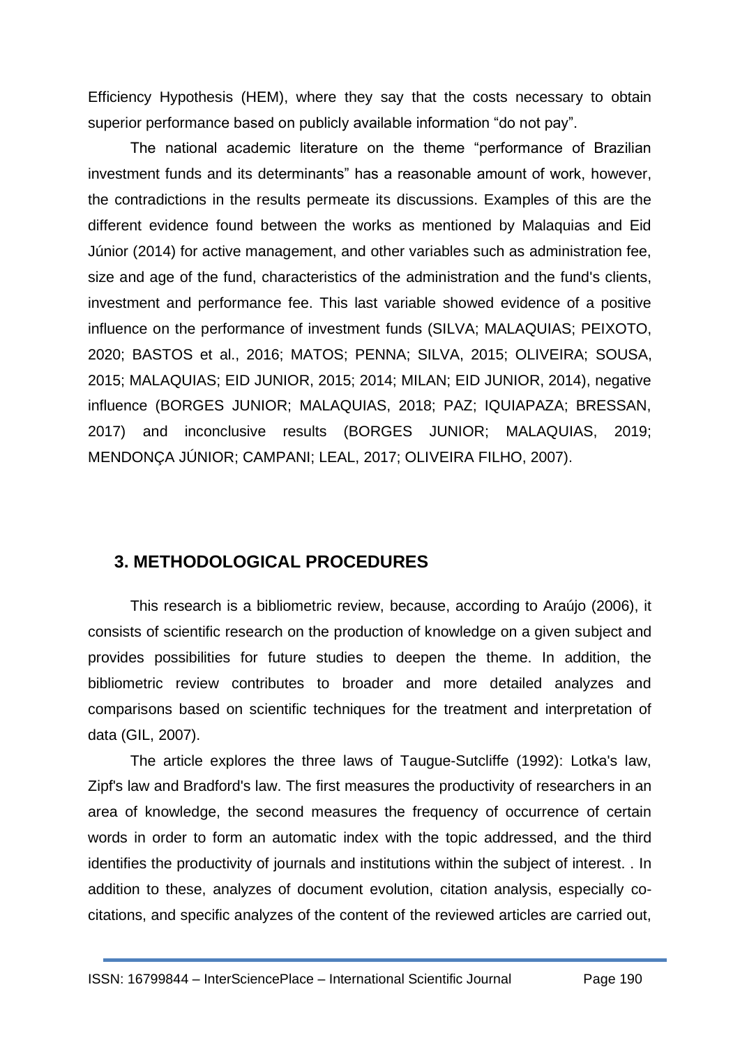Efficiency Hypothesis (HEM), where they say that the costs necessary to obtain superior performance based on publicly available information “do not pay”.

The national academic literature on the theme “performance of Brazilian investment funds and its determinants” has a reasonable amount of work, however, the contradictions in the results permeate its discussions. Examples of this are the different evidence found between the works as mentioned by Malaquias and Eid Júnior (2014) for active management, and other variables such as administration fee, size and age of the fund, characteristics of the administration and the fund's clients, investment and performance fee. This last variable showed evidence of a positive influence on the performance of investment funds (SILVA; MALAQUIAS; PEIXOTO, 2020; BASTOS et al., 2016; MATOS; PENNA; SILVA, 2015; OLIVEIRA; SOUSA, 2015; MALAQUIAS; EID JUNIOR, 2015; 2014; MILAN; EID JUNIOR, 2014), negative influence (BORGES JUNIOR; MALAQUIAS, 2018; PAZ; IQUIAPAZA; BRESSAN, 2017) and inconclusive results (BORGES JUNIOR; MALAQUIAS, 2019; MENDONÇA JÚNIOR; CAMPANI; LEAL, 2017; OLIVEIRA FILHO, 2007).

## 3. METHODOLOGICAL PROCEDURES

This research is a bibliometric review, because, according to Araújo (2006), it consists of scientific research on the production of knowledge on a given subject and provides possibilities for future studies to deepen the theme. In addition, the bibliometric review contributes to broader and more detailed analyzes and comparisons based on scientific techniques for the treatment and interpretation of data (GIL, 2007).

The article explores the three laws of Taugue-Sutcliffe (1992): Lotka's law, Zipf's law and Bradford's law. The first measures the productivity of researchers in an area of knowledge, the second measures the frequency of occurrence of certain words in order to form an automatic index with the topic addressed, and the third identifies the productivity of journals and institutions within the subject of interest. . In addition to these, analyzes of document evolution, citation analysis, especially co-citations, and specific analyzes of the content of the reviewed articles are carried out,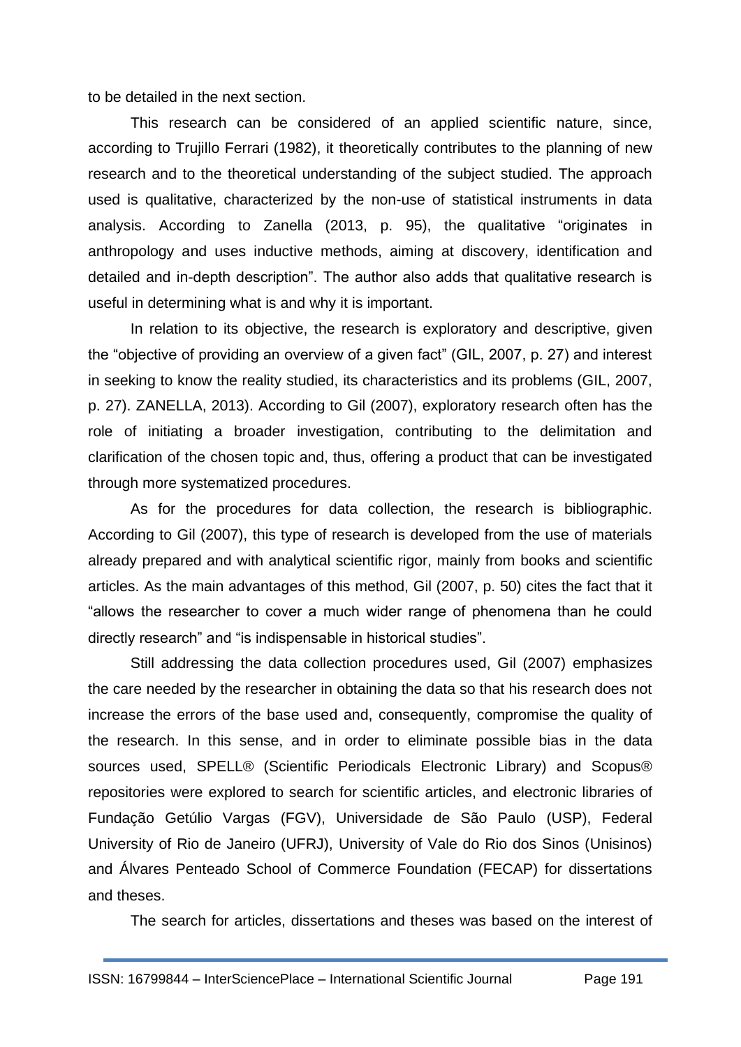to be detailed in the next section.

This research can be considered of an applied scientific nature, since, according to Trujillo Ferrari (1982), it theoretically contributes to the planning of new research and to the theoretical understanding of the subject studied. The approach used is qualitative, characterized by the non-use of statistical instruments in data analysis. According to Zanella (2013, p. 95), the qualitative "originates in anthropology and uses inductive methods, aiming at discovery, identification and detailed and in-depth description". The author also adds that qualitative research is useful in determining what is and why it is important.

In relation to its objective, the research is exploratory and descriptive, given the "objective of providing an overview of a given fact" (GIL, 2007, p. 27) and interest in seeking to know the reality studied, its characteristics and its problems (GIL, 2007, p. 27). ZANELLA, 2013). According to Gil (2007), exploratory research often has the role of initiating a broader investigation, contributing to the delimitation and clarification of the chosen topic and, thus, offering a product that can be investigated through more systematized procedures.

As for the procedures for data collection, the research is bibliographic. According to Gil (2007), this type of research is developed from the use of materials already prepared and with analytical scientific rigor, mainly from books and scientific articles. As the main advantages of this method, Gil (2007, p. 50) cites the fact that it "allows the researcher to cover a much wider range of phenomena than he could directly research" and "is indispensable in historical studies".

Still addressing the data collection procedures used, Gil (2007) emphasizes the care needed by the researcher in obtaining the data so that his research does not increase the errors of the base used and, consequently, compromise the quality of the research. In this sense, and in order to eliminate possible bias in the data sources used, SPELL® (Scientific Periodicals Electronic Library) and Scopus® repositories were explored to search for scientific articles, and electronic libraries of Fundação Getúlio Vargas (FGV), Universidade de São Paulo (USP), Federal University of Rio de Janeiro (UFRJ), University of Vale do Rio dos Sinos (Unisinos) and Álvares Penteado School of Commerce Foundation (FECAP) for dissertations and theses.

The search for articles, dissertations and theses was based on the interest of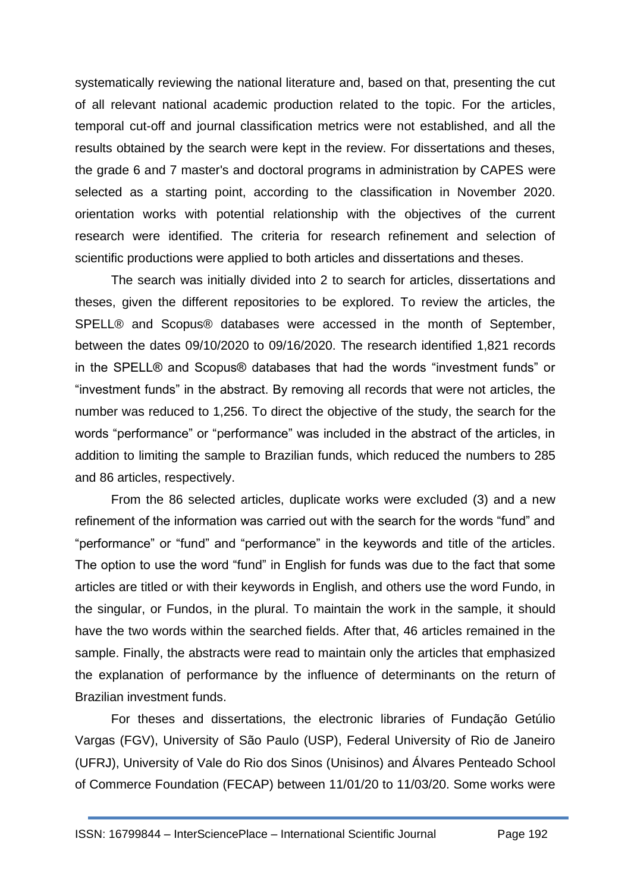systematically reviewing the national literature and, based on that, presenting the cut of all relevant national academic production related to the topic. For the articles, temporal cut-off and journal classification metrics were not established, and all the results obtained by the search were kept in the review. For dissertations and theses, the grade 6 and 7 master's and doctoral programs in administration by CAPES were selected as a starting point, according to the classification in November 2020. orientation works with potential relationship with the objectives of the current research were identified. The criteria for research refinement and selection of scientific productions were applied to both articles and dissertations and theses.

The search was initially divided into 2 to search for articles, dissertations and theses, given the different repositories to be explored. To review the articles, the SPELL® and Scopus® databases were accessed in the month of September, between the dates 09/10/2020 to 09/16/2020. The research identified 1,821 records in the SPELL® and Scopus® databases that had the words "investment funds" or "investment funds" in the abstract. By removing all records that were not articles, the number was reduced to 1,256. To direct the objective of the study, the search for the words "performance" or "performance" was included in the abstract of the articles, in addition to limiting the sample to Brazilian funds, which reduced the numbers to 285 and 86 articles, respectively.

From the 86 selected articles, duplicate works were excluded (3) and a new refinement of the information was carried out with the search for the words "fund" and "performance" or "fund" and "performance" in the keywords and title of the articles. The option to use the word "fund" in English for funds was due to the fact that some articles are titled or with their keywords in English, and others use the word Fundo, in the singular, or Fundos, in the plural. To maintain the work in the sample, it should have the two words within the searched fields. After that, 46 articles remained in the sample. Finally, the abstracts were read to maintain only the articles that emphasized the explanation of performance by the influence of determinants on the return of Brazilian investment funds.

For theses and dissertations, the electronic libraries of Fundação Getúlio Vargas (FGV), University of São Paulo (USP), Federal University of Rio de Janeiro (UFRJ), University of Vale do Rio dos Sinos (Unisinos) and Álvares Penteado School of Commerce Foundation (FECAP) between 11/01/20 to 11/03/20. Some works were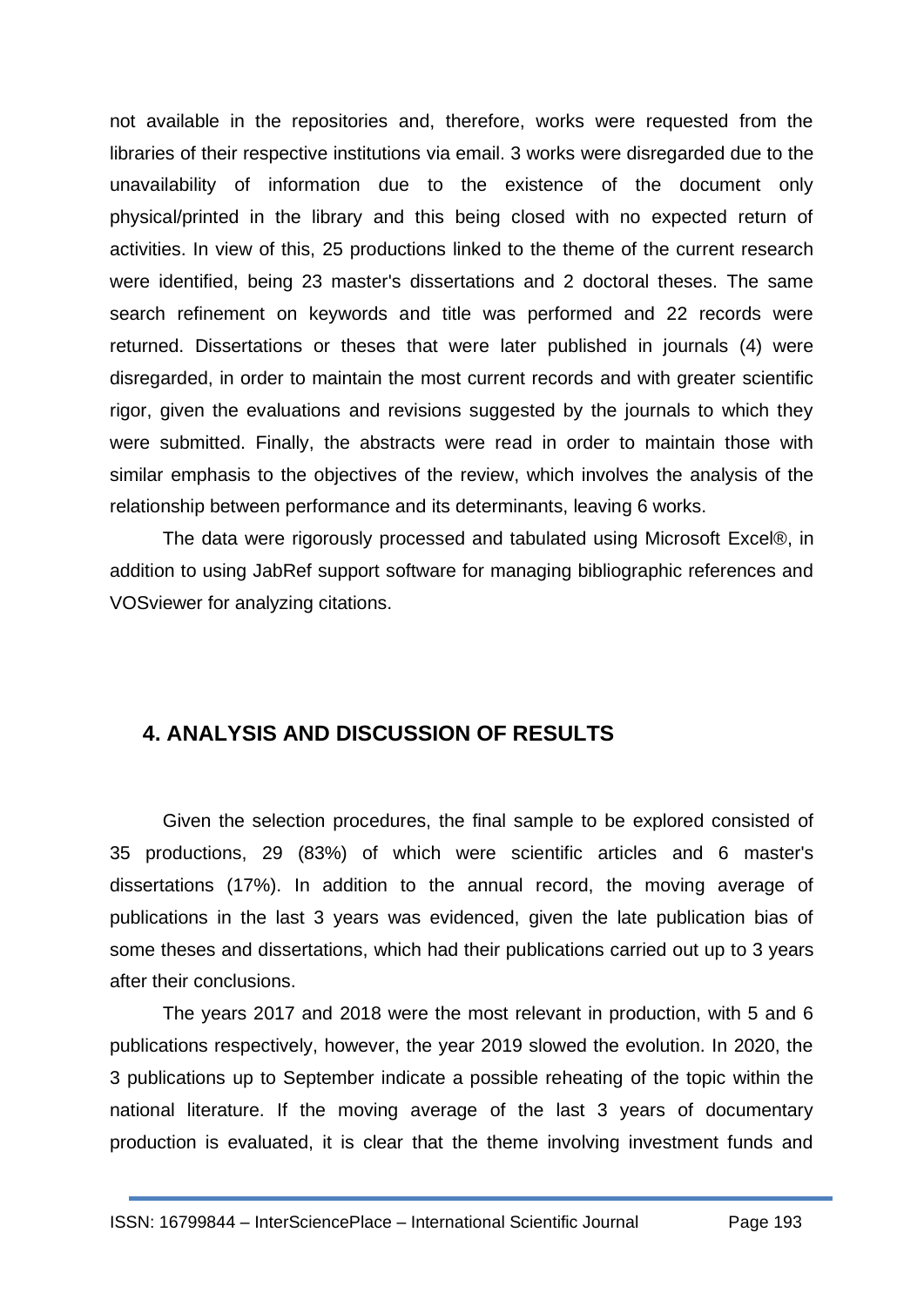not available in the repositories and, therefore, works were requested from the libraries of their respective institutions via email. 3 works were disregarded due to the unavailability of information due to the existence of the document only physical/printed in the library and this being closed with no expected return of activities. In view of this, 25 productions linked to the theme of the current research were identified, being 23 master's dissertations and 2 doctoral theses. The same search refinement on keywords and title was performed and 22 records were returned. Dissertations or theses that were later published in journals (4) were disregarded, in order to maintain the most current records and with greater scientific rigor, given the evaluations and revisions suggested by the journals to which they were submitted. Finally, the abstracts were read in order to maintain those with similar emphasis to the objectives of the review, which involves the analysis of the relationship between performance and its determinants, leaving 6 works.

The data were rigorously processed and tabulated using Microsoft Excel®, in addition to using JabRef support software for managing bibliographic references and VOSviewer for analyzing citations.

## 4. ANALYSIS AND DISCUSSION OF RESULTS

Given the selection procedures, the final sample to be explored consisted of 35 productions, 29 (83%) of which were scientific articles and 6 master's dissertations (17%). In addition to the annual record, the moving average of publications in the last 3 years was evidenced, given the late publication bias of some theses and dissertations, which had their publications carried out up to 3 years after their conclusions.

The years 2017 and 2018 were the most relevant in production, with 5 and 6 publications respectively, however, the year 2019 slowed the evolution. In 2020, the 3 publications up to September indicate a possible reheating of the topic within the national literature. If the moving average of the last 3 years of documentary production is evaluated, it is clear that the theme involving investment funds and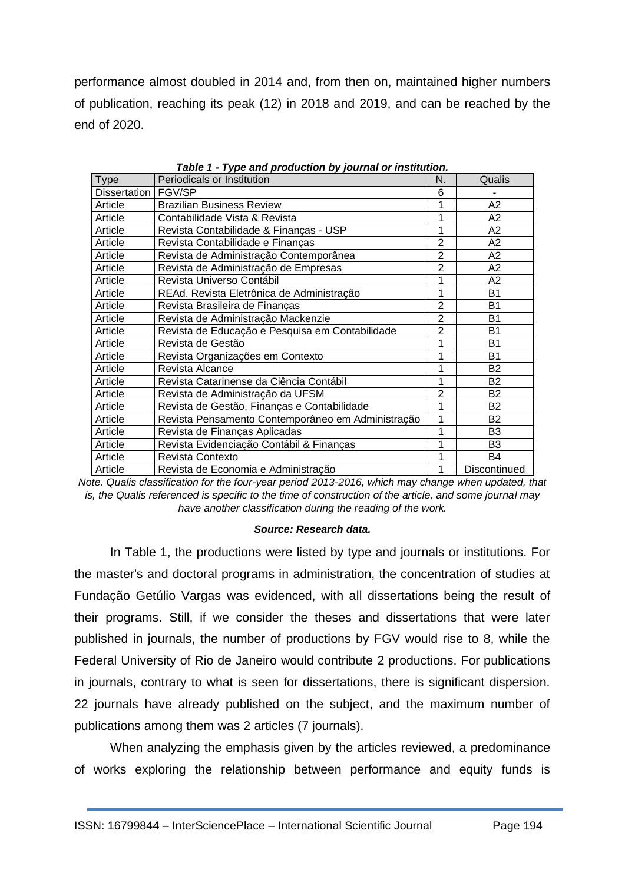performance almost doubled in 2014 and, from then on, maintained higher numbers of publication, reaching its peak (12) in 2018 and 2019, and can be reached by the end of 2020.

***Table 1 - Type and production by journal or institution.***

| Type | Periodicals or Institution | N. | Qualis |
|---|---|---|---|
| Dissertation | FGV/SP | 6 | - |
| Article | Brazilian Business Review | 1 | A2 |
| Article | Contabilidade Vista & Revista | 1 | A2 |
| Article | Revista Contabilidade & Finanças - USP | 1 | A2 |
| Article | Revista Contabilidade e Finanças | 2 | A2 |
| Article | Revista de Administração Contemporânea | 2 | A2 |
| Article | Revista de Administração de Empresas | 2 | A2 |
| Article | Revista Universo Contábil | 1 | A2 |
| Article | REAd. Revista Eletrônica de Administração | 1 | B1 |
| Article | Revista Brasileira de Finanças | 2 | B1 |
| Article | Revista de Administração Mackenzie | 2 | B1 |
| Article | Revista de Educação e Pesquisa em Contabilidade | 2 | B1 |
| Article | Revista de Gestão | 1 | B1 |
| Article | Revista Organizações em Contexto | 1 | B1 |
| Article | Revista Alcance | 1 | B2 |
| Article | Revista Catarinense da Ciência Contábil | 1 | B2 |
| Article | Revista de Administração da UFSM | 2 | B2 |
| Article | Revista de Gestão, Finanças e Contabilidade | 1 | B2 |
| Article | Revista Pensamento Contemporâneo em Administração | 1 | B2 |
| Article | Revista de Finanças Aplicadas | 1 | B3 |
| Article | Revista Evidenciação Contábil & Finanças | 1 | B3 |
| Article | Revista Contexto | 1 | B4 |
| Article | Revista de Economia e Administração | 1 | Discontinued |

*Note. Qualis classification for the four-year period 2013-2016, which may change when updated, that is, the Qualis referenced is specific to the time of construction of the article, and some journal may have another classification during the reading of the work.*

***Source: Research data.***

In Table 1, the productions were listed by type and journals or institutions. For the master's and doctoral programs in administration, the concentration of studies at Fundação Getúlio Vargas was evidenced, with all dissertations being the result of their programs. Still, if we consider the theses and dissertations that were later published in journals, the number of productions by FGV would rise to 8, while the Federal University of Rio de Janeiro would contribute 2 productions. For publications in journals, contrary to what is seen for dissertations, there is significant dispersion. 22 journals have already published on the subject, and the maximum number of publications among them was 2 articles (7 journals).

When analyzing the emphasis given by the articles reviewed, a predominance of works exploring the relationship between performance and equity funds is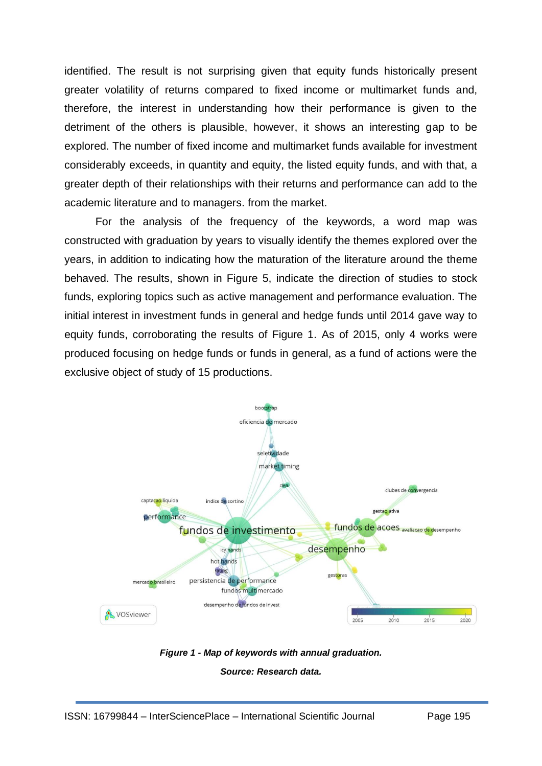identified. The result is not surprising given that equity funds historically present greater volatility of returns compared to fixed income or multimarket funds and, therefore, the interest in understanding how their performance is given to the detriment of the others is plausible, however, it shows an interesting gap to be explored. The number of fixed income and multimarket funds available for investment considerably exceeds, in quantity and equity, the listed equity funds, and with that, a greater depth of their relationships with their returns and performance can add to the academic literature and to managers. from the market.

For the analysis of the frequency of the keywords, a word map was constructed with graduation by years to visually identify the themes explored over the years, in addition to indicating how the maturation of the literature around the theme behaved. The results, shown in Figure 5, indicate the direction of studies to stock funds, exploring topics such as active management and performance evaluation. The initial interest in investment funds in general and hedge funds until 2014 gave way to equity funds, corroborating the results of Figure 1. As of 2015, only 4 works were produced focusing on hedge funds or funds in general, as a fund of actions were the exclusive object of study of 15 productions.

***Figure 1 - Map of keywords with annual graduation.***

***Source: Research data.***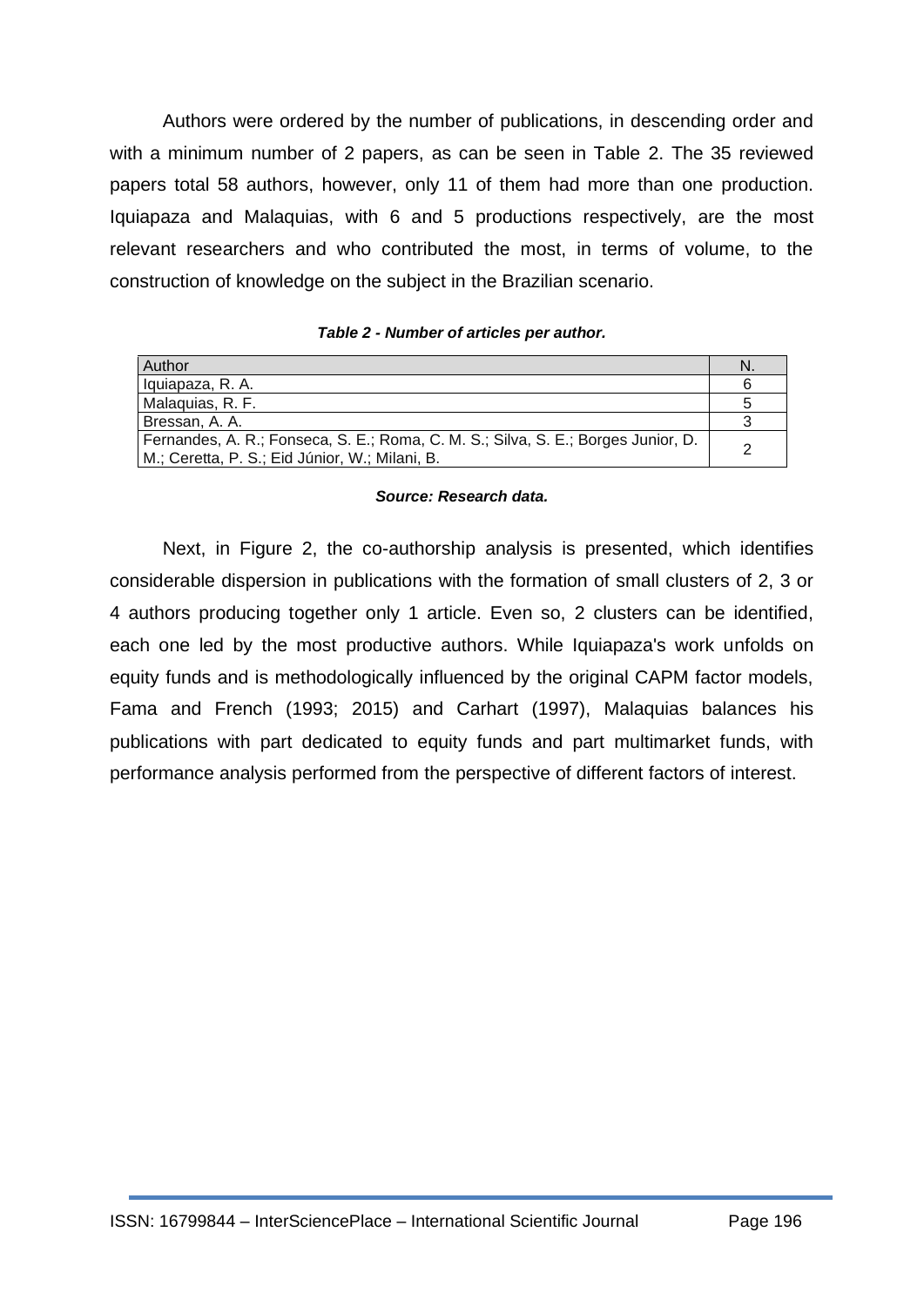Authors were ordered by the number of publications, in descending order and with a minimum number of 2 papers, as can be seen in Table 2. The 35 reviewed papers total 58 authors, however, only 11 of them had more than one production. Iquiapaza and Malaquias, with 6 and 5 productions respectively, are the most relevant researchers and who contributed the most, in terms of volume, to the construction of knowledge on the subject in the Brazilian scenario.

***Table 2 - Number of articles per author.***

| Author | N. |
|---|---|
| Iquiapaza, R. A. | 6 |
| Malaquias, R. F. | 5 |
| Bressan, A. A. | 3 |
| Fernandes, A. R.; Fonseca, S. E.; Roma, C. M. S.; Silva, S. E.; Borges Junior, D. M.; Ceretta, P. S.; Eid Júnior, W.; Milani, B. | 2 |

***Source: Research data.***

Next, in Figure 2, the co-authorship analysis is presented, which identifies considerable dispersion in publications with the formation of small clusters of 2, 3 or 4 authors producing together only 1 article. Even so, 2 clusters can be identified, each one led by the most productive authors. While Iquiapaza's work unfolds on equity funds and is methodologically influenced by the original CAPM factor models, Fama and French (1993; 2015) and Carhart (1997), Malaquias balances his publications with part dedicated to equity funds and part multimarket funds, with performance analysis performed from the perspective of different factors of interest.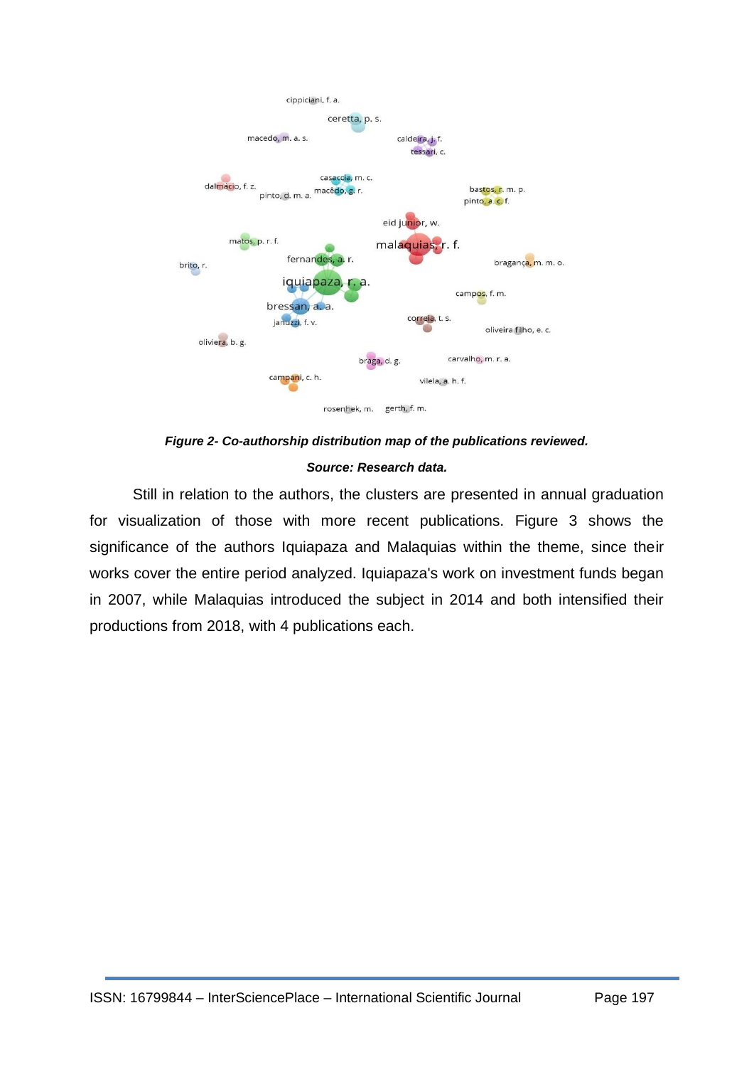***Figure 2- Co-authorship distribution map of the publications reviewed.***

***Source: Research data.***

Still in relation to the authors, the clusters are presented in annual graduation for visualization of those with more recent publications. Figure 3 shows the significance of the authors Iquiapaza and Malaquias within the theme, since their works cover the entire period analyzed. Iquiapaza's work on investment funds began in 2007, while Malaquias introduced the subject in 2014 and both intensified their productions from 2018, with 4 publications each.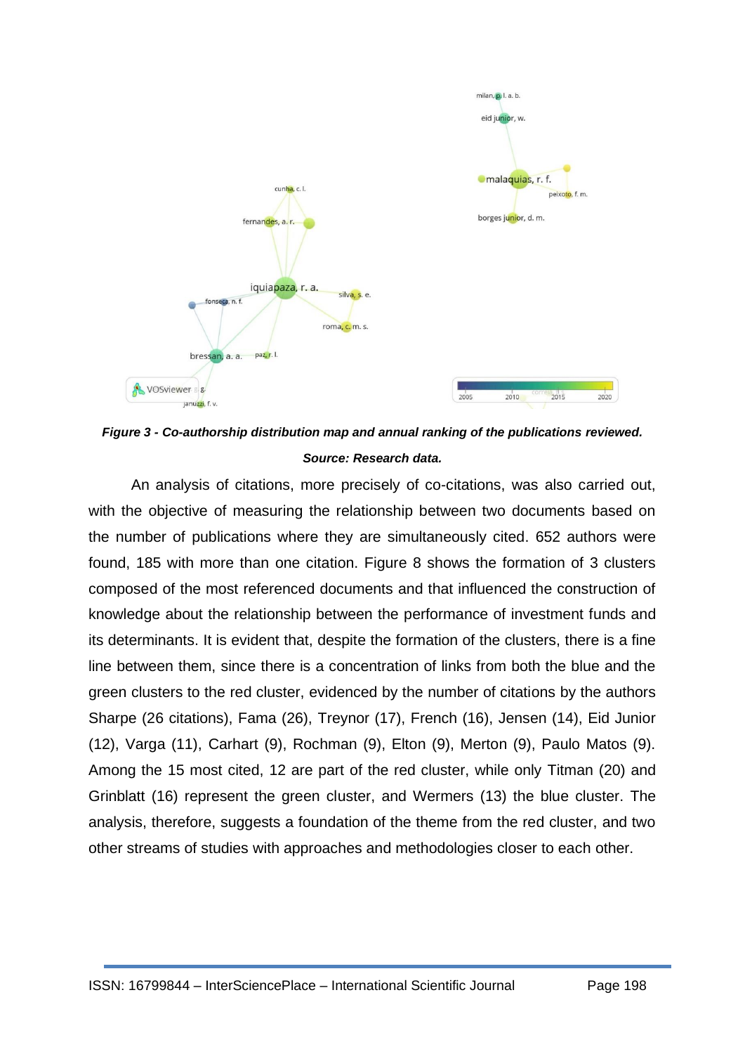*Figure 3 - Co-authorship distribution map and annual ranking of the publications reviewed.*

*Source: Research data.*

An analysis of citations, more precisely of co-citations, was also carried out, with the objective of measuring the relationship between two documents based on the number of publications where they are simultaneously cited. 652 authors were found, 185 with more than one citation. Figure 8 shows the formation of 3 clusters composed of the most referenced documents and that influenced the construction of knowledge about the relationship between the performance of investment funds and its determinants. It is evident that, despite the formation of the clusters, there is a fine line between them, since there is a concentration of links from both the blue and the green clusters to the red cluster, evidenced by the number of citations by the authors Sharpe (26 citations), Fama (26), Treynor (17), French (16), Jensen (14), Eid Junior (12), Varga (11), Carhart (9), Rochman (9), Elton (9), Merton (9), Paulo Matos (9). Among the 15 most cited, 12 are part of the red cluster, while only Titman (20) and Grinblatt (16) represent the green cluster, and Wermers (13) the blue cluster. The analysis, therefore, suggests a foundation of the theme from the red cluster, and two other streams of studies with approaches and methodologies closer to each other.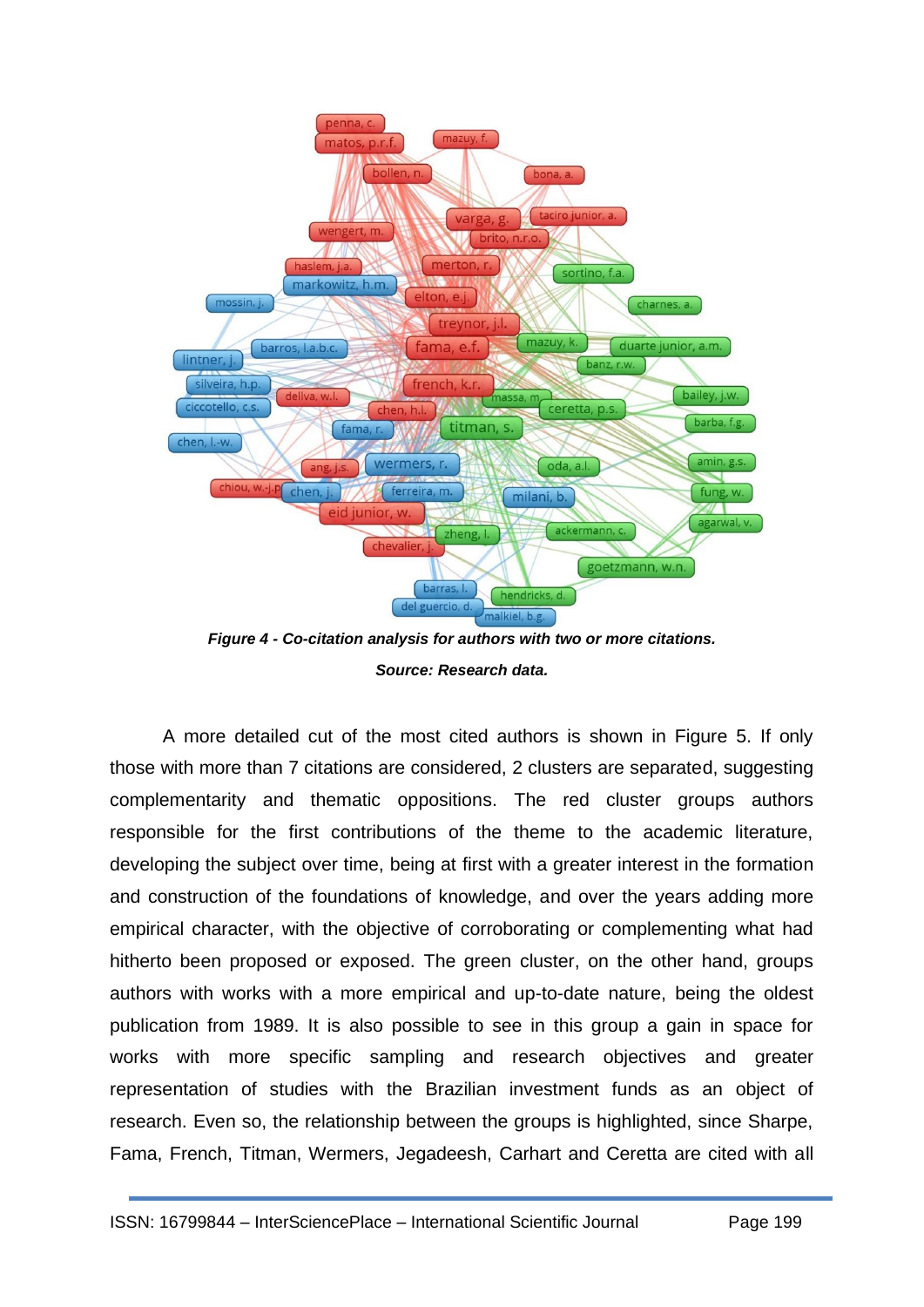*Figure 4 - Co-citation analysis for authors with two or more citations.*

*Source: Research data.*

A more detailed cut of the most cited authors is shown in Figure 5. If only those with more than 7 citations are considered, 2 clusters are separated, suggesting complementarity and thematic oppositions. The red cluster groups authors responsible for the first contributions of the theme to the academic literature, developing the subject over time, being at first with a greater interest in the formation and construction of the foundations of knowledge, and over the years adding more empirical character, with the objective of corroborating or complementing what had hitherto been proposed or exposed. The green cluster, on the other hand, groups authors with works with a more empirical and up-to-date nature, being the oldest publication from 1989. It is also possible to see in this group a gain in space for works with more specific sampling and research objectives and greater representation of studies with the Brazilian investment funds as an object of research. Even so, the relationship between the groups is highlighted, since Sharpe, Fama, French, Titman, Wermers, Jegadeesh, Carhart and Ceretta are cited with all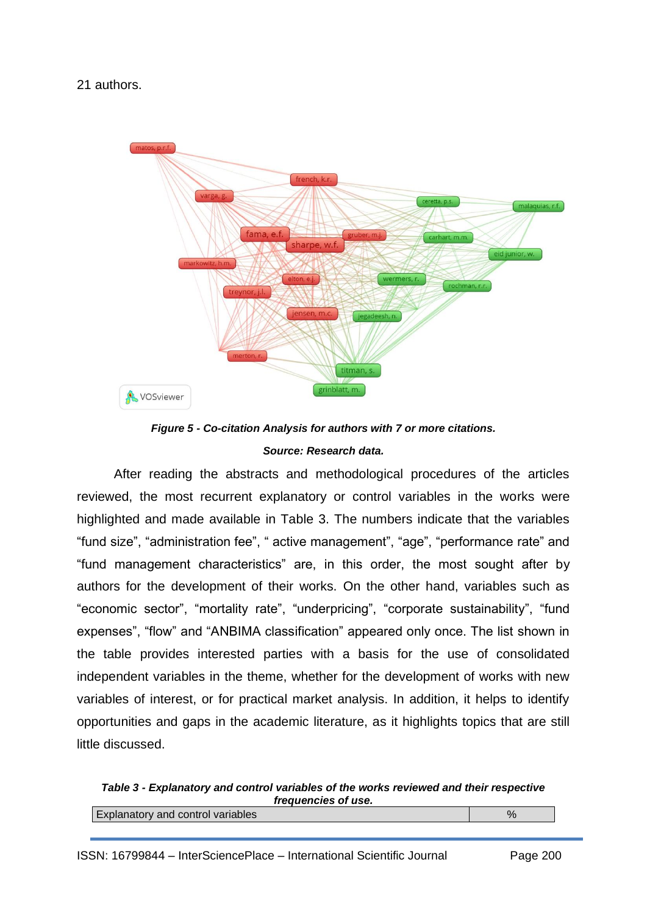21 authors.

***Figure 5 - Co-citation Analysis for authors with 7 or more citations.***

***Source: Research data.***

After reading the abstracts and methodological procedures of the articles reviewed, the most recurrent explanatory or control variables in the works were highlighted and made available in Table 3. The numbers indicate that the variables “fund size”, “administration fee”, “ active management”, “age”, “performance rate” and “fund management characteristics” are, in this order, the most sought after by authors for the development of their works. On the other hand, variables such as “economic sector”, “mortality rate”, “underpricing”, “corporate sustainability”, “fund expenses”, “flow” and “ANBIMA classification” appeared only once. The list shown in the table provides interested parties with a basis for the use of consolidated independent variables in the theme, whether for the development of works with new variables of interest, or for practical market analysis. In addition, it helps to identify opportunities and gaps in the academic literature, as it highlights topics that are still little discussed.

***Table 3 - Explanatory and control variables of the works reviewed and their respective frequencies of use.***

| Explanatory and control variables | % |
|---|---|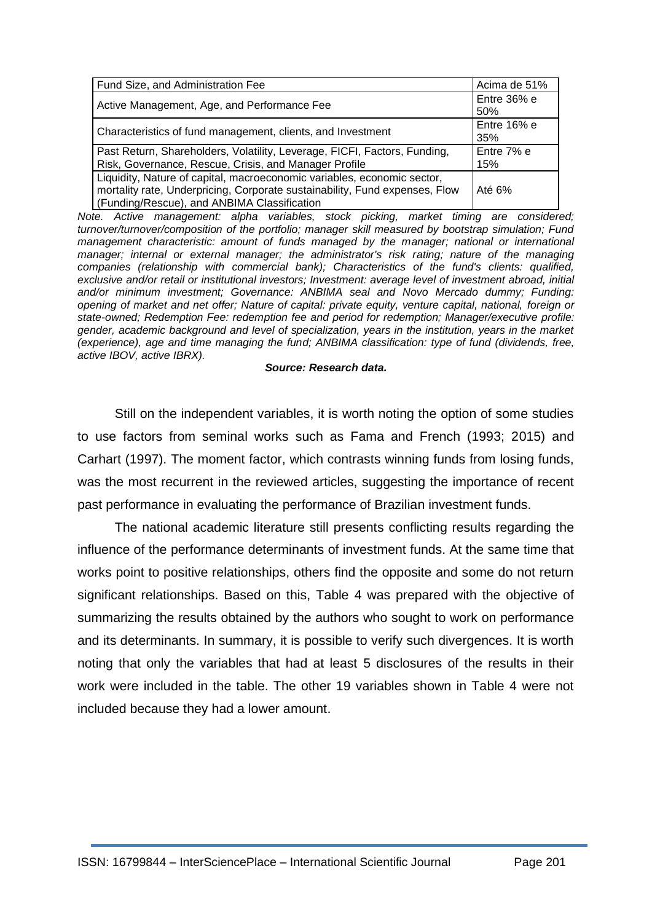| Fund Size, and Administration Fee | Acima de 51% |
|---|---|
| Active Management, Age, and Performance Fee | Entre 36% e 50% |
| Characteristics of fund management, clients, and Investment | Entre 16% e 35% |
| Past Return, Shareholders, Volatility, Leverage, FICFI, Factors, Funding, Risk, Governance, Rescue, Crisis, and Manager Profile | Entre 7% e 15% |
| Liquidity, Nature of capital, macroeconomic variables, economic sector, mortality rate, Underpricing, Corporate sustainability, Fund expenses, Flow (Funding/Rescue), and ANBIMA Classification | Até 6% |

*Note. Active management: alpha variables, stock picking, market timing are considered; turnover/turnover/composition of the portfolio; manager skill measured by bootstrap simulation; Fund management characteristic: amount of funds managed by the manager; national or international manager; internal or external manager; the administrator's risk rating; nature of the managing companies (relationship with commercial bank); Characteristics of the fund's clients: qualified, exclusive and/or retail or institutional investors; Investment: average level of investment abroad, initial and/or minimum investment; Governance: ANBIMA seal and Novo Mercado dummy; Funding: opening of market and net offer; Nature of capital: private equity, venture capital, national, foreign or state-owned; Redemption Fee: redemption fee and period for redemption; Manager/executive profile: gender, academic background and level of specialization, years in the institution, years in the market (experience), age and time managing the fund; ANBIMA classification: type of fund (dividends, free, active IBOV, active IBRX).*

***Source: Research data.***

Still on the independent variables, it is worth noting the option of some studies to use factors from seminal works such as Fama and French (1993; 2015) and Carhart (1997). The moment factor, which contrasts winning funds from losing funds, was the most recurrent in the reviewed articles, suggesting the importance of recent past performance in evaluating the performance of Brazilian investment funds.

The national academic literature still presents conflicting results regarding the influence of the performance determinants of investment funds. At the same time that works point to positive relationships, others find the opposite and some do not return significant relationships. Based on this, Table 4 was prepared with the objective of summarizing the results obtained by the authors who sought to work on performance and its determinants. In summary, it is possible to verify such divergences. It is worth noting that only the variables that had at least 5 disclosures of the results in their work were included in the table. The other 19 variables shown in Table 4 were not included because they had a lower amount.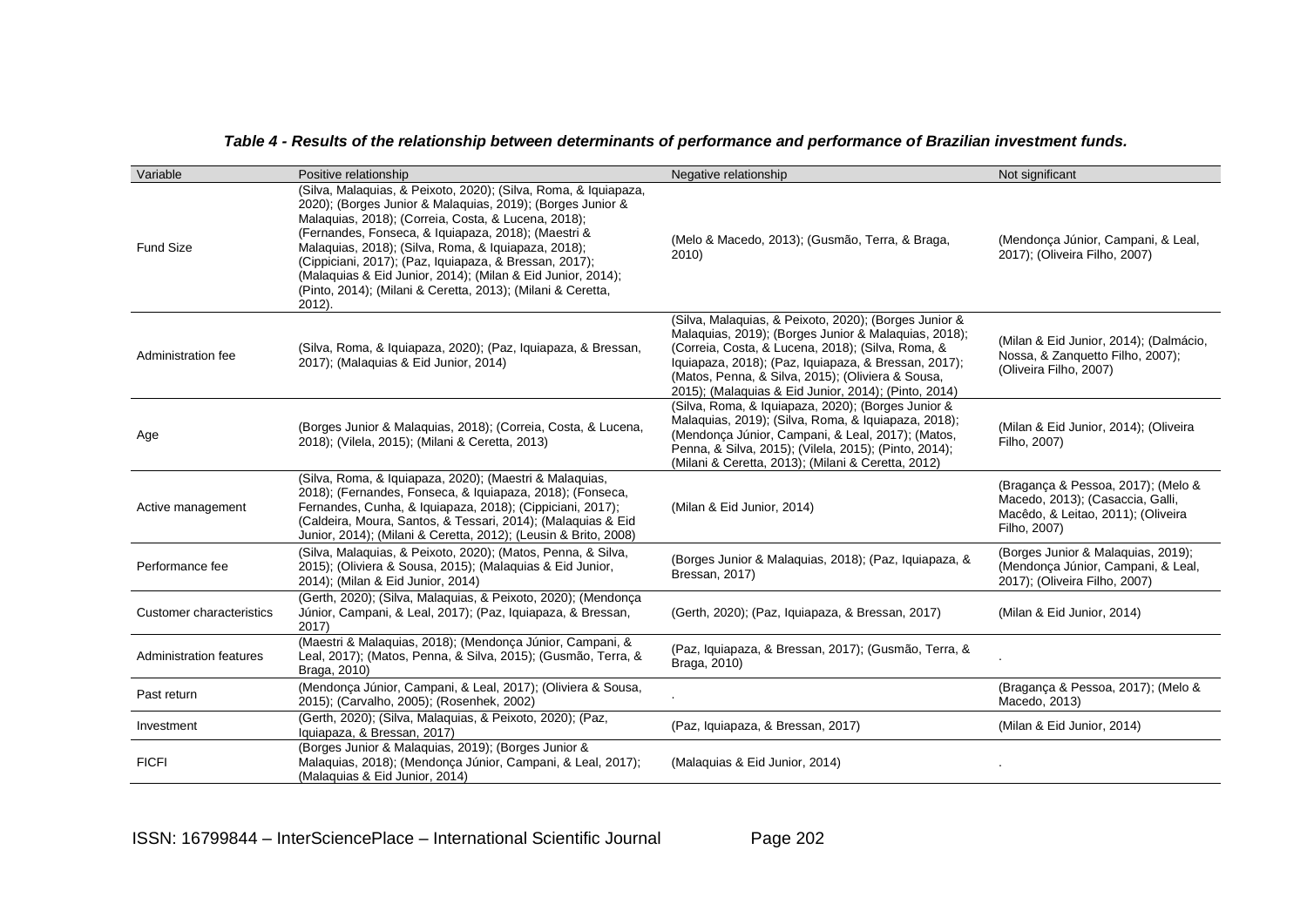***Table 4 - Results of the relationship between determinants of performance and performance of Brazilian investment funds.***

| Variable | Positive relationship | Negative relationship | Not significant |
|---|---|---|---|
| Fund Size | (Silva, Malaquias, & Peixoto, 2020); (Silva, Roma, & Iquiapaza, 2020); (Borges Junior & Malaquias, 2019); (Borges Junior & Malaquias, 2018); (Correia, Costa, & Lucena, 2018); (Fernandes, Fonseca, & Iquiapaza, 2018); (Maestri & Malaquias, 2018); (Silva, Roma, & Iquiapaza, 2018); (Cippiciani, 2017); (Paz, Iquiapaza, & Bressan, 2017); (Malaquias & Eid Junior, 2014); (Milan & Eid Junior, 2014); (Pinto, 2014); (Milani & Ceretta, 2013); (Milani & Ceretta, 2012). | (Melo & Macedo, 2013); (Gusmão, Terra, & Braga, 2010) | (Mendonça Júnior, Campani, & Leal, 2017); (Oliveira Filho, 2007) |
| Administration fee | (Silva, Roma, & Iquiapaza, 2020); (Paz, Iquiapaza, & Bressan, 2017); (Malaquias & Eid Junior, 2014) | (Silva, Malaquias, & Peixoto, 2020); (Borges Junior & Malaquias, 2019); (Borges Junior & Malaquias, 2018); (Correia, Costa, & Lucena, 2018); (Silva, Roma, & Iquiapaza, 2018); (Paz, Iquiapaza, & Bressan, 2017); (Matos, Penna, & Silva, 2015); (Oliviera & Sousa, 2015); (Malaquias & Eid Junior, 2014); (Pinto, 2014) | (Milan & Eid Junior, 2014); (Dalmácio, Nossa, & Zanquetto Filho, 2007); (Oliveira Filho, 2007) |
| Age | (Borges Junior & Malaquias, 2018); (Correia, Costa, & Lucena, 2018); (Vilela, 2015); (Milani & Ceretta, 2013) | (Silva, Roma, & Iquiapaza, 2020); (Borges Junior & Malaquias, 2019); (Silva, Roma, & Iquiapaza, 2018); (Mendonça Júnior, Campani, & Leal, 2017); (Matos, Penna, & Silva, 2015); (Vilela, 2015); (Pinto, 2014); (Milani & Ceretta, 2013); (Milani & Ceretta, 2012) | (Milan & Eid Junior, 2014); (Oliveira Filho, 2007) |
| Active management | (Silva, Roma, & Iquiapaza, 2020); (Maestri & Malaquias, 2018); (Fernandes, Fonseca, & Iquiapaza, 2018); (Fonseca, Fernandes, Cunha, & Iquiapaza, 2018); (Cippiciani, 2017); (Caldeira, Moura, Santos, & Tessari, 2014); (Malaquias & Eid Junior, 2014); (Milani & Ceretta, 2012); (Leusin & Brito, 2008) | (Milan & Eid Junior, 2014) | (Bragança & Pessoa, 2017); (Melo & Macedo, 2013); (Casaccia, Galli, Macêdo, & Leitao, 2011); (Oliveira Filho, 2007) |
| Performance fee | (Silva, Malaquias, & Peixoto, 2020); (Matos, Penna, & Silva, 2015); (Oliviera & Sousa, 2015); (Malaquias & Eid Junior, 2014); (Milan & Eid Junior, 2014) | (Borges Junior & Malaquias, 2018); (Paz, Iquiapaza, & Bressan, 2017) | (Borges Junior & Malaquias, 2019); (Mendonça Júnior, Campani, & Leal, 2017); (Oliveira Filho, 2007) |
| Customer characteristics | (Gerth, 2020); (Silva, Malaquias, & Peixoto, 2020); (Mendonça Júnior, Campani, & Leal, 2017); (Paz, Iquiapaza, & Bressan, 2017) | (Gerth, 2020); (Paz, Iquiapaza, & Bressan, 2017) | (Milan & Eid Junior, 2014) |
| Administration features | (Maestri & Malaquias, 2018); (Mendonça Júnior, Campani, & Leal, 2017); (Matos, Penna, & Silva, 2015); (Gusmão, Terra, & Braga, 2010) | (Paz, Iquiapaza, & Bressan, 2017); (Gusmão, Terra, & Braga, 2010) | . |
| Past return | (Mendonça Júnior, Campani, & Leal, 2017); (Oliviera & Sousa, 2015); (Carvalho, 2005); (Rosenhek, 2002) | . | (Bragança & Pessoa, 2017); (Melo & Macedo, 2013) |
| Investment | (Gerth, 2020); (Silva, Malaquias, & Peixoto, 2020); (Paz, Iquiapaza, & Bressan, 2017) | (Paz, Iquiapaza, & Bressan, 2017) | (Milan & Eid Junior, 2014) |
| FICFI | (Borges Junior & Malaquias, 2019); (Borges Junior & Malaquias, 2018); (Mendonça Júnior, Campani, & Leal, 2017); (Malaquias & Eid Junior, 2014) | (Malaquias & Eid Junior, 2014) | . |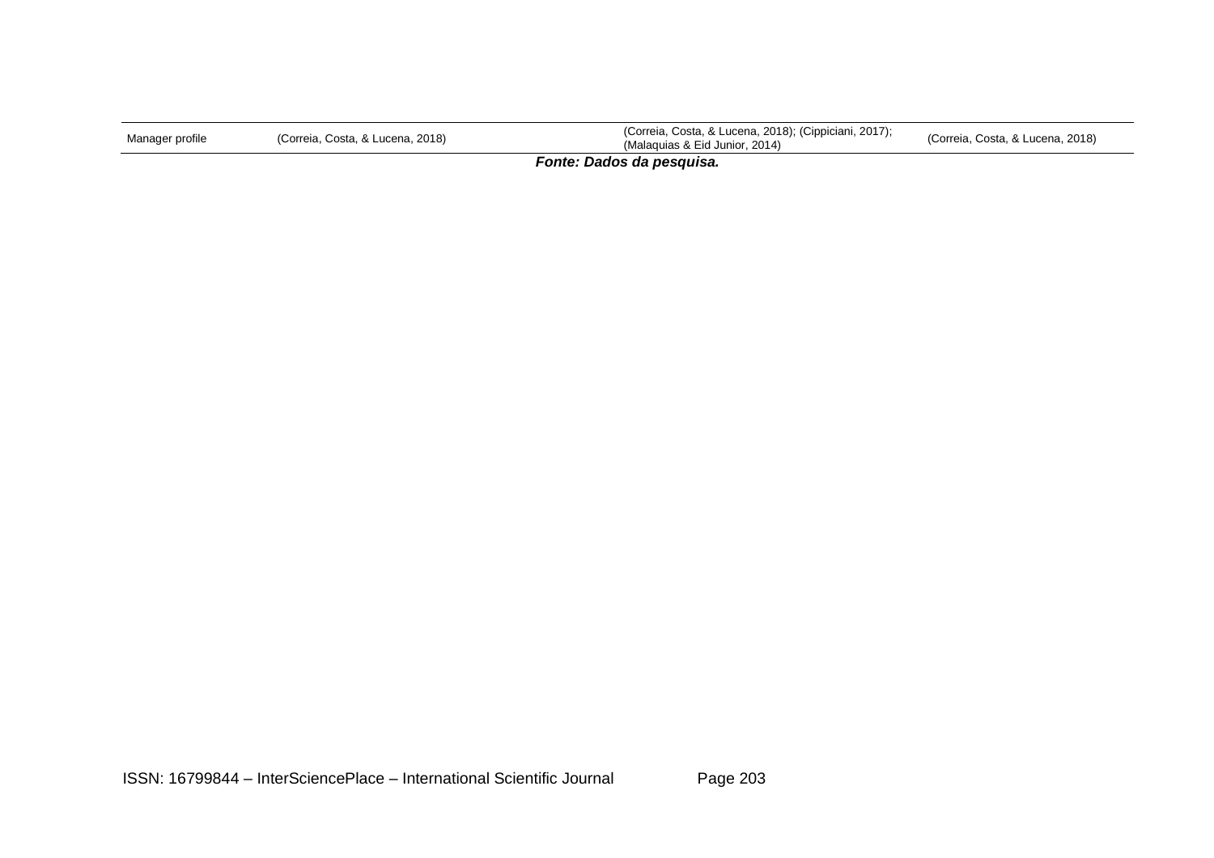| | | | |
|---|---|---|---|
| Manager profile | (Correia, Costa, & Lucena, 2018) | (Correia, Costa, & Lucena, 2018); (Cippiciani, 2017); (Malaquias & Eid Junior, 2014) | (Correia, Costa, & Lucena, 2018) |

***Fonte: Dados da pesquisa.***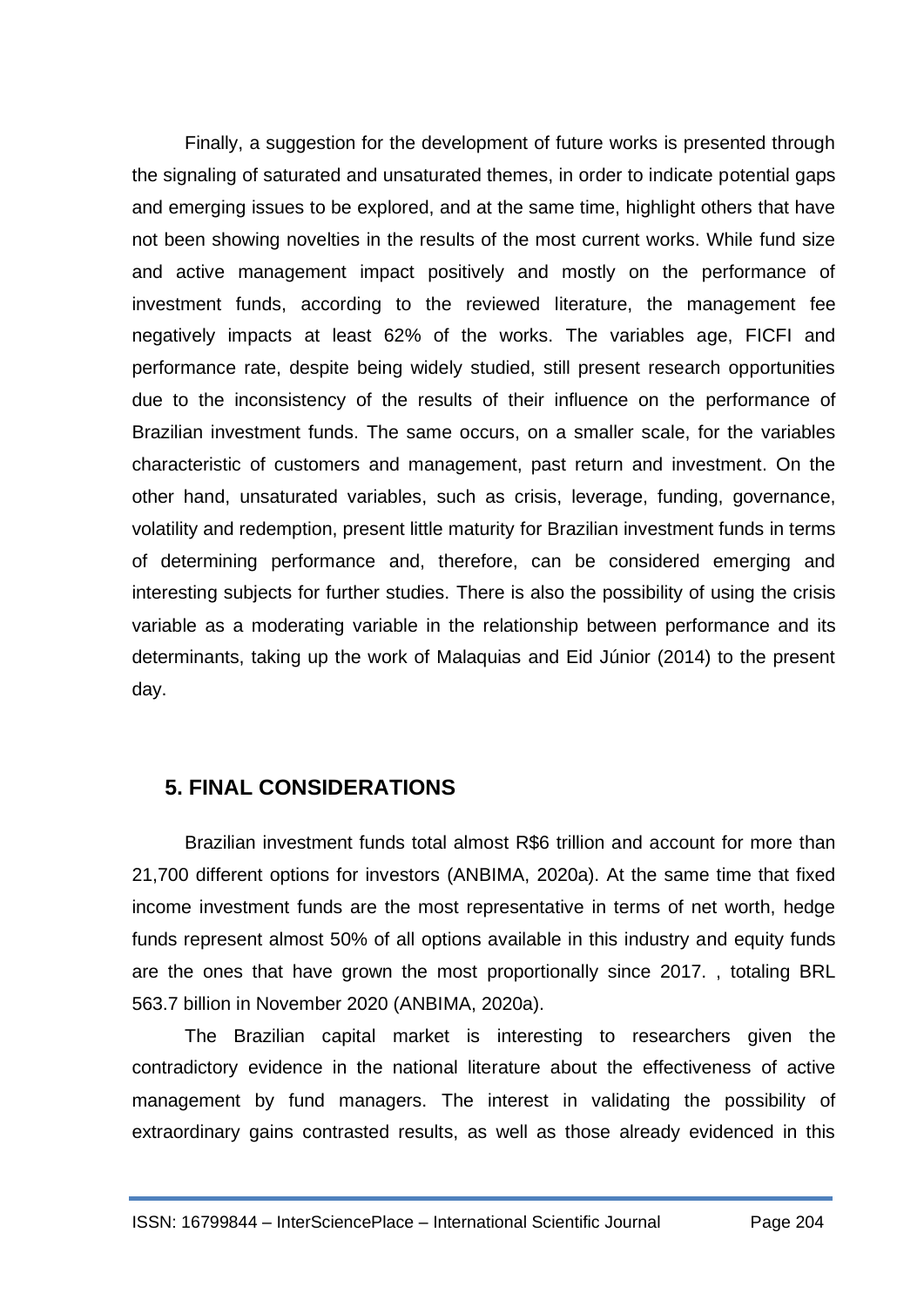Finally, a suggestion for the development of future works is presented through the signaling of saturated and unsaturated themes, in order to indicate potential gaps and emerging issues to be explored, and at the same time, highlight others that have not been showing novelties in the results of the most current works. While fund size and active management impact positively and mostly on the performance of investment funds, according to the reviewed literature, the management fee negatively impacts at least 62% of the works. The variables age, FICFI and performance rate, despite being widely studied, still present research opportunities due to the inconsistency of the results of their influence on the performance of Brazilian investment funds. The same occurs, on a smaller scale, for the variables characteristic of customers and management, past return and investment. On the other hand, unsaturated variables, such as crisis, leverage, funding, governance, volatility and redemption, present little maturity for Brazilian investment funds in terms of determining performance and, therefore, can be considered emerging and interesting subjects for further studies. There is also the possibility of using the crisis variable as a moderating variable in the relationship between performance and its determinants, taking up the work of Malaquias and Eid Júnior (2014) to the present day.

## 5. FINAL CONSIDERATIONS

Brazilian investment funds total almost R$6 trillion and account for more than 21,700 different options for investors (ANBIMA, 2020a). At the same time that fixed income investment funds are the most representative in terms of net worth, hedge funds represent almost 50% of all options available in this industry and equity funds are the ones that have grown the most proportionally since 2017. , totaling BRL 563.7 billion in November 2020 (ANBIMA, 2020a).

The Brazilian capital market is interesting to researchers given the contradictory evidence in the national literature about the effectiveness of active management by fund managers. The interest in validating the possibility of extraordinary gains contrasted results, as well as those already evidenced in this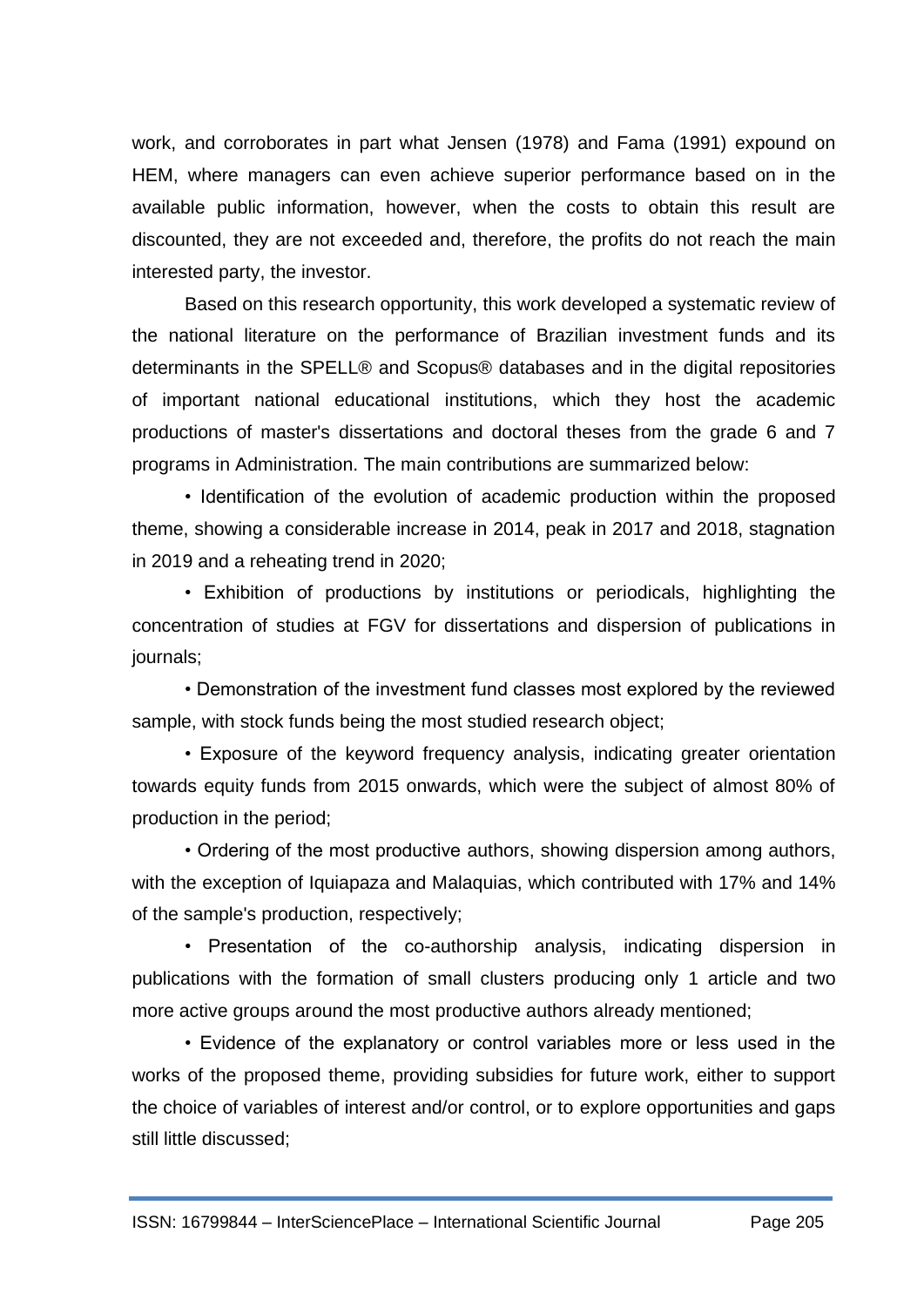work, and corroborates in part what Jensen (1978) and Fama (1991) expound on HEM, where managers can even achieve superior performance based on in the available public information, however, when the costs to obtain this result are discounted, they are not exceeded and, therefore, the profits do not reach the main interested party, the investor.

Based on this research opportunity, this work developed a systematic review of the national literature on the performance of Brazilian investment funds and its determinants in the SPELL® and Scopus® databases and in the digital repositories of important national educational institutions, which they host the academic productions of master's dissertations and doctoral theses from the grade 6 and 7 programs in Administration. The main contributions are summarized below:

• Identification of the evolution of academic production within the proposed theme, showing a considerable increase in 2014, peak in 2017 and 2018, stagnation in 2019 and a reheating trend in 2020;

• Exhibition of productions by institutions or periodicals, highlighting the concentration of studies at FGV for dissertations and dispersion of publications in journals;

• Demonstration of the investment fund classes most explored by the reviewed sample, with stock funds being the most studied research object;

• Exposure of the keyword frequency analysis, indicating greater orientation towards equity funds from 2015 onwards, which were the subject of almost 80% of production in the period;

• Ordering of the most productive authors, showing dispersion among authors, with the exception of Iquiapaza and Malaquias, which contributed with 17% and 14% of the sample's production, respectively;

• Presentation of the co-authorship analysis, indicating dispersion in publications with the formation of small clusters producing only 1 article and two more active groups around the most productive authors already mentioned;

• Evidence of the explanatory or control variables more or less used in the works of the proposed theme, providing subsidies for future work, either to support the choice of variables of interest and/or control, or to explore opportunities and gaps still little discussed;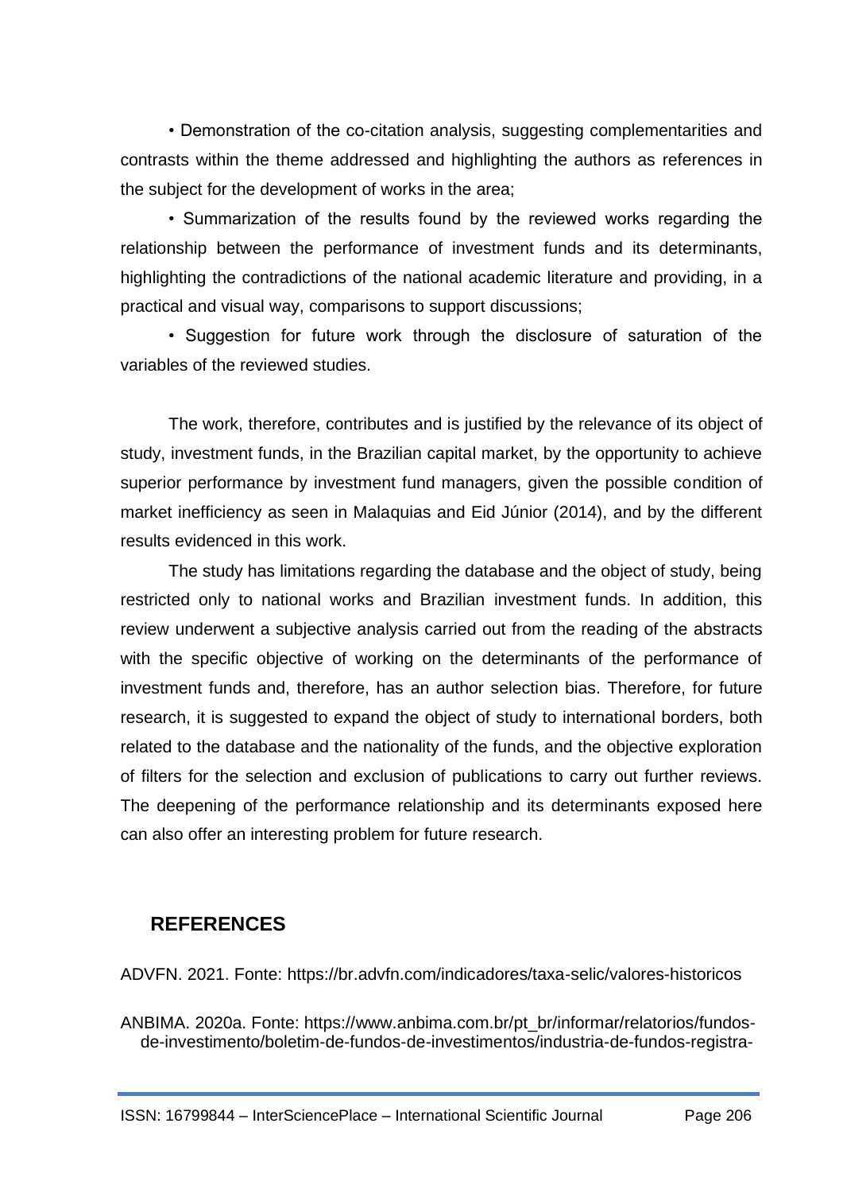• Demonstration of the co-citation analysis, suggesting complementarities and contrasts within the theme addressed and highlighting the authors as references in the subject for the development of works in the area;

• Summarization of the results found by the reviewed works regarding the relationship between the performance of investment funds and its determinants, highlighting the contradictions of the national academic literature and providing, in a practical and visual way, comparisons to support discussions;

• Suggestion for future work through the disclosure of saturation of the variables of the reviewed studies.

The work, therefore, contributes and is justified by the relevance of its object of study, investment funds, in the Brazilian capital market, by the opportunity to achieve superior performance by investment fund managers, given the possible condition of market inefficiency as seen in Malaquias and Eid Júnior (2014), and by the different results evidenced in this work.

The study has limitations regarding the database and the object of study, being restricted only to national works and Brazilian investment funds. In addition, this review underwent a subjective analysis carried out from the reading of the abstracts with the specific objective of working on the determinants of the performance of investment funds and, therefore, has an author selection bias. Therefore, for future research, it is suggested to expand the object of study to international borders, both related to the database and the nationality of the funds, and the objective exploration of filters for the selection and exclusion of publications to carry out further reviews. The deepening of the performance relationship and its determinants exposed here can also offer an interesting problem for future research.

## REFERENCES

ADVFN. 2021. Fonte: https://br.advfn.com/indicadores/taxa-selic/valores-historicos

ANBIMA. 2020a. Fonte: https://www.anbima.com.br/pt_br/informar/relatorios/fundos-de-investimento/boletim-de-fundos-de-investimentos/industria-de-fundos-registra-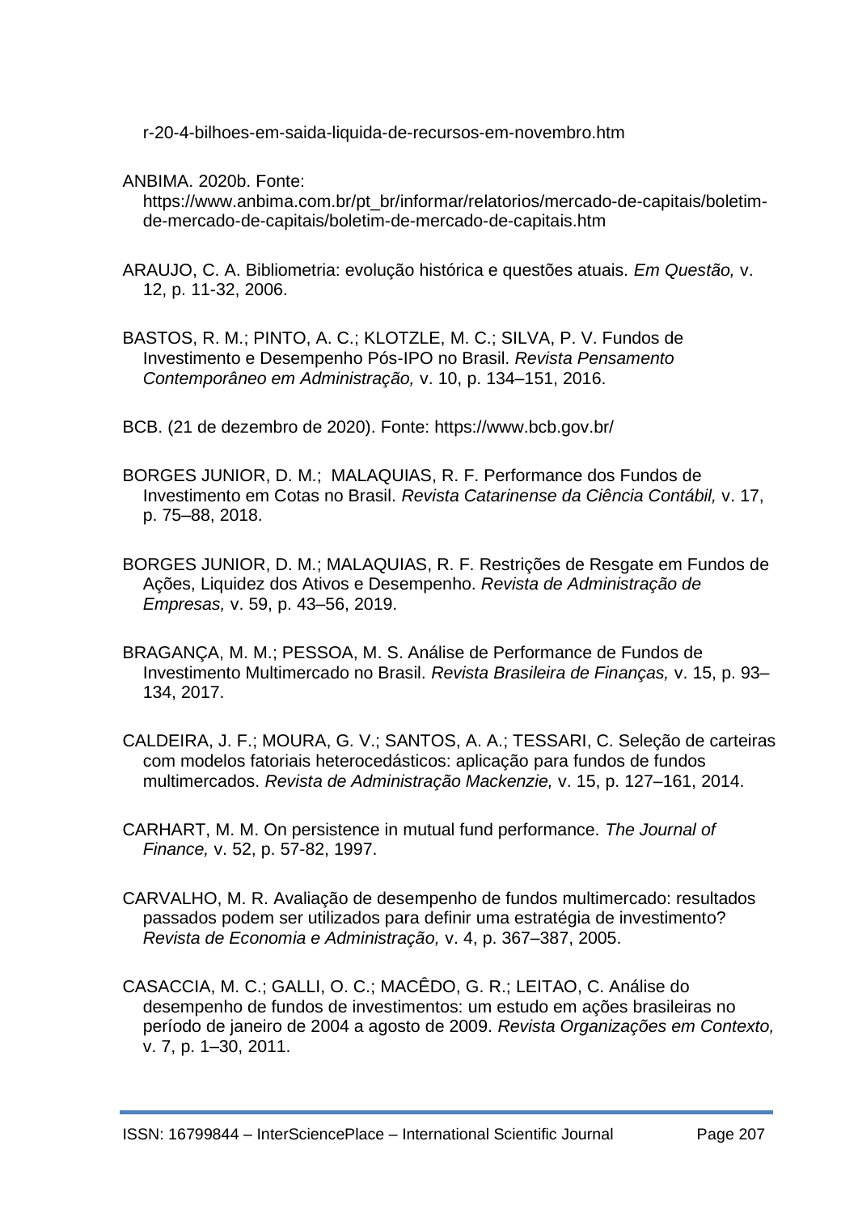r-20-4-bilhoes-em-saida-liquida-de-recursos-em-novembro.htm

ANBIMA. 2020b. Fonte: https://www.anbima.com.br/pt_br/informar/relatorios/mercado-de-capitais/boletim-de-mercado-de-capitais/boletim-de-mercado-de-capitais.htm

ARAUJO, C. A. Bibliometria: evolução histórica e questões atuais. *Em Questão,* v. 12, p. 11-32, 2006.

BASTOS, R. M.; PINTO, A. C.; KLOTZLE, M. C.; SILVA, P. V. Fundos de Investimento e Desempenho Pós-IPO no Brasil. *Revista Pensamento Contemporâneo em Administração,* v. 10, p. 134–151, 2016.

BCB. (21 de dezembro de 2020). Fonte: https://www.bcb.gov.br/

BORGES JUNIOR, D. M.; MALAQUIAS, R. F. Performance dos Fundos de Investimento em Cotas no Brasil. *Revista Catarinense da Ciência Contábil,* v. 17, p. 75–88, 2018.

BORGES JUNIOR, D. M.; MALAQUIAS, R. F. Restrições de Resgate em Fundos de Ações, Liquidez dos Ativos e Desempenho. *Revista de Administração de Empresas,* v. 59, p. 43–56, 2019.

BRAGANÇA, M. M.; PESSOA, M. S. Análise de Performance de Fundos de Investimento Multimercado no Brasil. *Revista Brasileira de Finanças,* v. 15, p. 93–134, 2017.

CALDEIRA, J. F.; MOURA, G. V.; SANTOS, A. A.; TESSARI, C. Seleção de carteiras com modelos fatoriais heterocedásticos: aplicação para fundos de fundos multimercados. *Revista de Administração Mackenzie,* v. 15, p. 127–161, 2014.

CARHART, M. M. On persistence in mutual fund performance. *The Journal of Finance,* v. 52, p. 57-82, 1997.

CARVALHO, M. R. Avaliação de desempenho de fundos multimercado: resultados passados podem ser utilizados para definir uma estratégia de investimento? *Revista de Economia e Administração,* v. 4, p. 367–387, 2005.

CASACCIA, M. C.; GALLI, O. C.; MACÊDO, G. R.; LEITAO, C. Análise do desempenho de fundos de investimentos: um estudo em ações brasileiras no período de janeiro de 2004 a agosto de 2009. *Revista Organizações em Contexto,* v. 7, p. 1–30, 2011.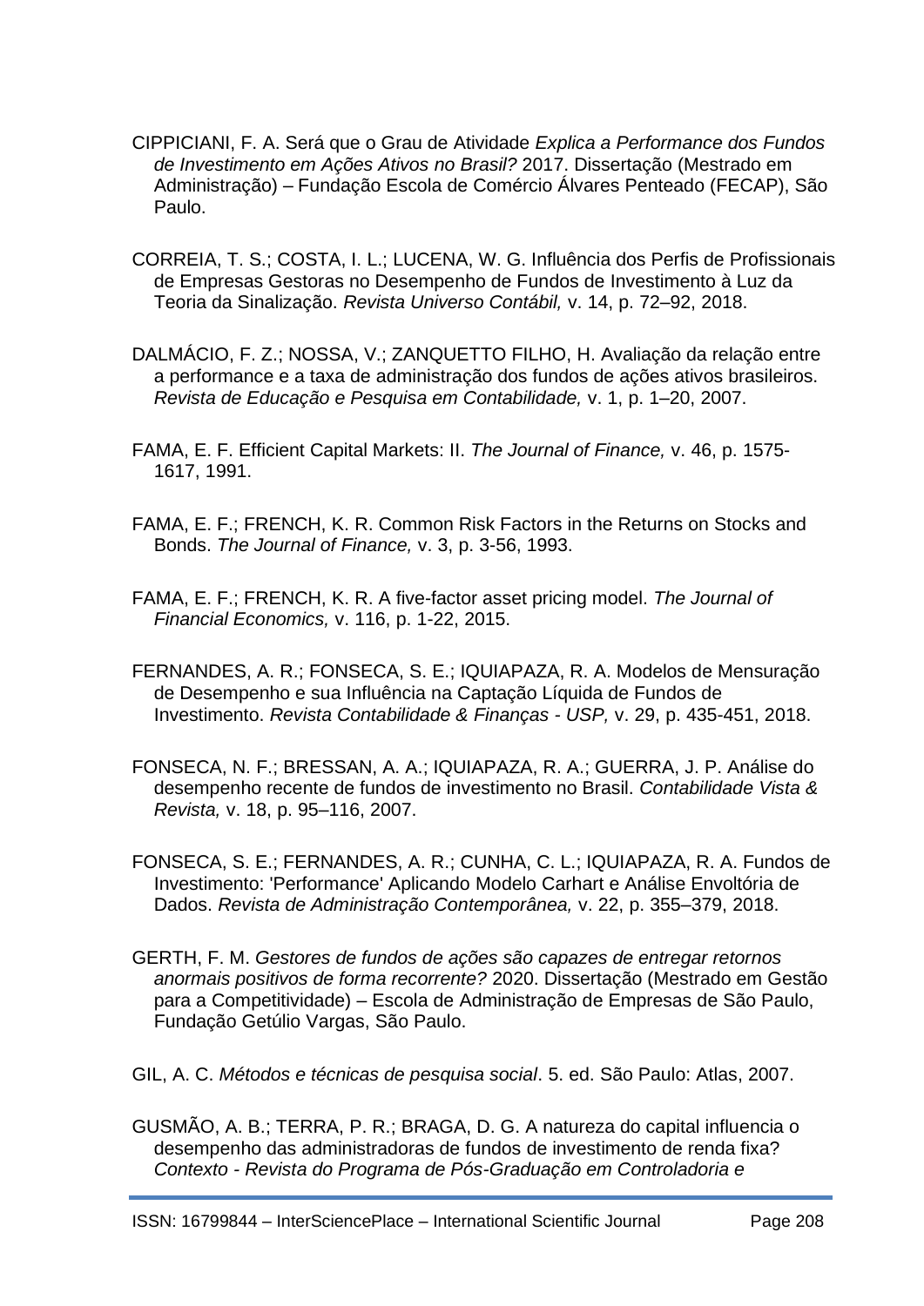CIPPICIANI, F. A. Será que o Grau de Atividade *Explica a Performance dos Fundos de Investimento em Ações Ativos no Brasil?* 2017. Dissertação (Mestrado em Administração) – Fundação Escola de Comércio Álvares Penteado (FECAP), São Paulo.

CORREIA, T. S.; COSTA, I. L.; LUCENA, W. G. Influência dos Perfis de Profissionais de Empresas Gestoras no Desempenho de Fundos de Investimento à Luz da Teoria da Sinalização. *Revista Universo Contábil,* v. 14, p. 72–92, 2018.

DALMÁCIO, F. Z.; NOSSA, V.; ZANQUETTO FILHO, H. Avaliação da relação entre a performance e a taxa de administração dos fundos de ações ativos brasileiros. *Revista de Educação e Pesquisa em Contabilidade,* v. 1, p. 1–20, 2007.

FAMA, E. F. Efficient Capital Markets: II. *The Journal of Finance,* v. 46, p. 1575-1617, 1991.

FAMA, E. F.; FRENCH, K. R. Common Risk Factors in the Returns on Stocks and Bonds. *The Journal of Finance,* v. 3, p. 3-56, 1993.

FAMA, E. F.; FRENCH, K. R. A five-factor asset pricing model. *The Journal of Financial Economics,* v. 116, p. 1-22, 2015.

FERNANDES, A. R.; FONSECA, S. E.; IQUIAPAZA, R. A. Modelos de Mensuração de Desempenho e sua Influência na Captação Líquida de Fundos de Investimento. *Revista Contabilidade & Finanças - USP,* v. 29, p. 435-451, 2018.

FONSECA, N. F.; BRESSAN, A. A.; IQUIAPAZA, R. A.; GUERRA, J. P. Análise do desempenho recente de fundos de investimento no Brasil. *Contabilidade Vista & Revista,* v. 18, p. 95–116, 2007.

FONSECA, S. E.; FERNANDES, A. R.; CUNHA, C. L.; IQUIAPAZA, R. A. Fundos de Investimento: 'Performance' Aplicando Modelo Carhart e Análise Envoltória de Dados. *Revista de Administração Contemporânea,* v. 22, p. 355–379, 2018.

GERTH, F. M. *Gestores de fundos de ações são capazes de entregar retornos anormais positivos de forma recorrente?* 2020. Dissertação (Mestrado em Gestão para a Competitividade) – Escola de Administração de Empresas de São Paulo, Fundação Getúlio Vargas, São Paulo.

GIL, A. C. *Métodos e técnicas de pesquisa social*. 5. ed. São Paulo: Atlas, 2007.

GUSMÃO, A. B.; TERRA, P. R.; BRAGA, D. G. A natureza do capital influencia o desempenho das administradoras de fundos de investimento de renda fixa? *Contexto - Revista do Programa de Pós-Graduação em Controladoria e*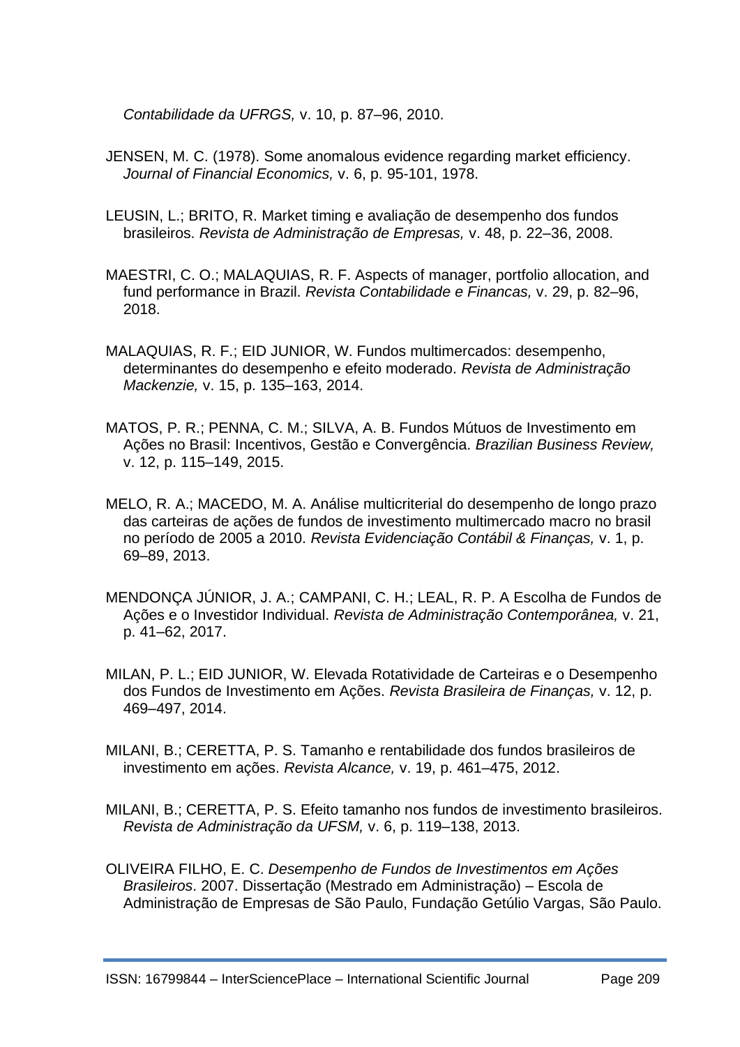*Contabilidade da UFRGS,* v. 10, p. 87–96, 2010.

JENSEN, M. C. (1978). Some anomalous evidence regarding market efficiency. *Journal of Financial Economics,* v. 6, p. 95-101, 1978.

LEUSIN, L.; BRITO, R. Market timing e avaliação de desempenho dos fundos brasileiros. *Revista de Administração de Empresas,* v. 48, p. 22–36, 2008.

MAESTRI, C. O.; MALAQUIAS, R. F. Aspects of manager, portfolio allocation, and fund performance in Brazil. *Revista Contabilidade e Financas,* v. 29, p. 82–96, 2018.

MALAQUIAS, R. F.; EID JUNIOR, W. Fundos multimercados: desempenho, determinantes do desempenho e efeito moderado. *Revista de Administração Mackenzie,* v. 15, p. 135–163, 2014.

MATOS, P. R.; PENNA, C. M.; SILVA, A. B. Fundos Mútuos de Investimento em Ações no Brasil: Incentivos, Gestão e Convergência. *Brazilian Business Review,* v. 12, p. 115–149, 2015.

MELO, R. A.; MACEDO, M. A. Análise multicriterial do desempenho de longo prazo das carteiras de ações de fundos de investimento multimercado macro no brasil no período de 2005 a 2010. *Revista Evidenciação Contábil & Finanças,* v. 1, p. 69–89, 2013.

MENDONÇA JÚNIOR, J. A.; CAMPANI, C. H.; LEAL, R. P. A Escolha de Fundos de Ações e o Investidor Individual. *Revista de Administração Contemporânea,* v. 21, p. 41–62, 2017.

MILAN, P. L.; EID JUNIOR, W. Elevada Rotatividade de Carteiras e o Desempenho dos Fundos de Investimento em Ações. *Revista Brasileira de Finanças,* v. 12, p. 469–497, 2014.

MILANI, B.; CERETTA, P. S. Tamanho e rentabilidade dos fundos brasileiros de investimento em ações. *Revista Alcance,* v. 19, p. 461–475, 2012.

MILANI, B.; CERETTA, P. S. Efeito tamanho nos fundos de investimento brasileiros. *Revista de Administração da UFSM,* v. 6, p. 119–138, 2013.

OLIVEIRA FILHO, E. C. *Desempenho de Fundos de Investimentos em Ações Brasileiros*. 2007. Dissertação (Mestrado em Administração) – Escola de Administração de Empresas de São Paulo, Fundação Getúlio Vargas, São Paulo.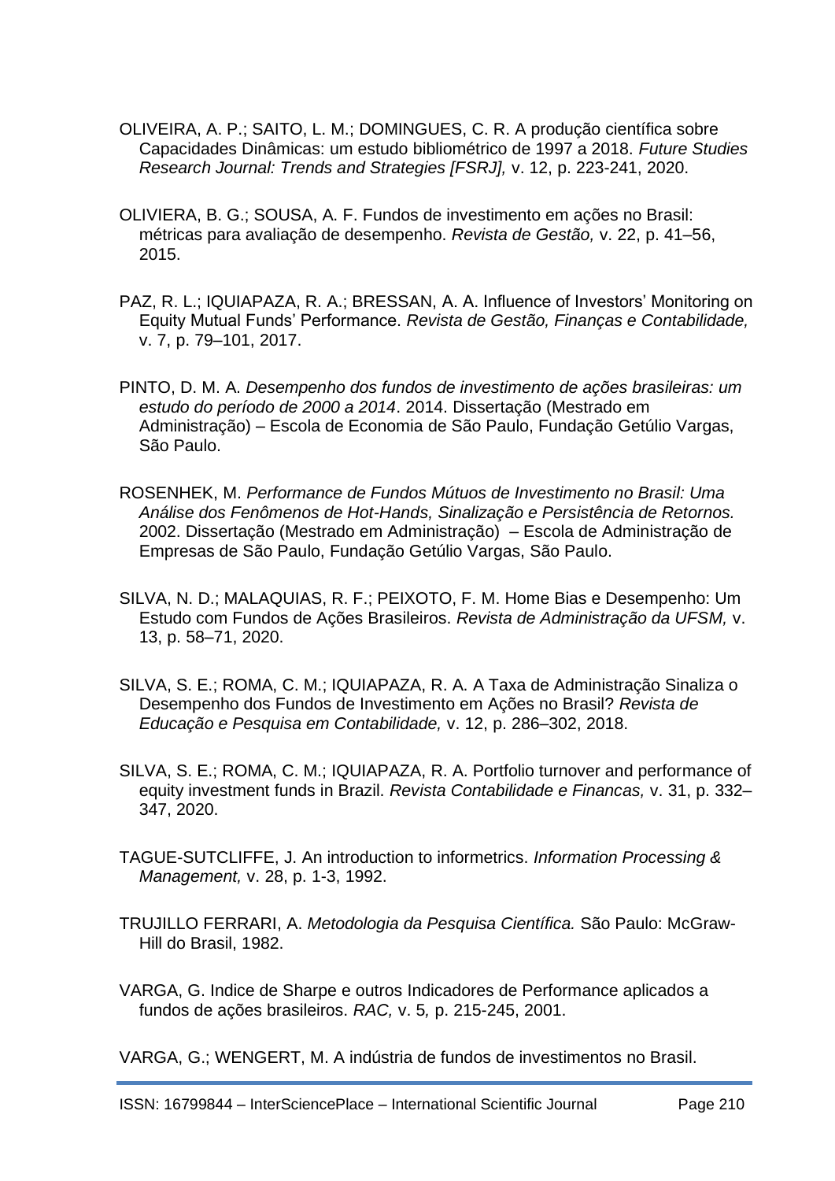OLIVEIRA, A. P.; SAITO, L. M.; DOMINGUES, C. R. A produção científica sobre Capacidades Dinâmicas: um estudo bibliométrico de 1997 a 2018. *Future Studies Research Journal: Trends and Strategies [FSRJ],* v. 12, p. 223-241, 2020.

OLIVIERA, B. G.; SOUSA, A. F. Fundos de investimento em ações no Brasil: métricas para avaliação de desempenho. *Revista de Gestão,* v. 22, p. 41–56, 2015.

PAZ, R. L.; IQUIAPAZA, R. A.; BRESSAN, A. A. Influence of Investors' Monitoring on Equity Mutual Funds' Performance. *Revista de Gestão, Finanças e Contabilidade,* v. 7, p. 79–101, 2017.

PINTO, D. M. A. *Desempenho dos fundos de investimento de ações brasileiras: um estudo do período de 2000 a 2014*. 2014. Dissertação (Mestrado em Administração) – Escola de Economia de São Paulo, Fundação Getúlio Vargas, São Paulo.

ROSENHEK, M. *Performance de Fundos Mútuos de Investimento no Brasil: Uma Análise dos Fenômenos de Hot-Hands, Sinalização e Persistência de Retornos.* 2002. Dissertação (Mestrado em Administração) – Escola de Administração de Empresas de São Paulo, Fundação Getúlio Vargas, São Paulo.

SILVA, N. D.; MALAQUIAS, R. F.; PEIXOTO, F. M. Home Bias e Desempenho: Um Estudo com Fundos de Ações Brasileiros. *Revista de Administração da UFSM,* v. 13, p. 58–71, 2020.

SILVA, S. E.; ROMA, C. M.; IQUIAPAZA, R. A. A Taxa de Administração Sinaliza o Desempenho dos Fundos de Investimento em Ações no Brasil? *Revista de Educação e Pesquisa em Contabilidade,* v. 12, p. 286–302, 2018.

SILVA, S. E.; ROMA, C. M.; IQUIAPAZA, R. A. Portfolio turnover and performance of equity investment funds in Brazil. *Revista Contabilidade e Financas,* v. 31, p. 332–347, 2020.

TAGUE-SUTCLIFFE, J. An introduction to informetrics. *Information Processing & Management,* v. 28, p. 1-3, 1992.

TRUJILLO FERRARI, A. *Metodologia da Pesquisa Científica.* São Paulo: McGraw-Hill do Brasil, 1982.

VARGA, G. Indice de Sharpe e outros Indicadores de Performance aplicados a fundos de ações brasileiros. *RAC,* v. 5*,* p. 215-245, 2001.

VARGA, G.; WENGERT, M. A indústria de fundos de investimentos no Brasil.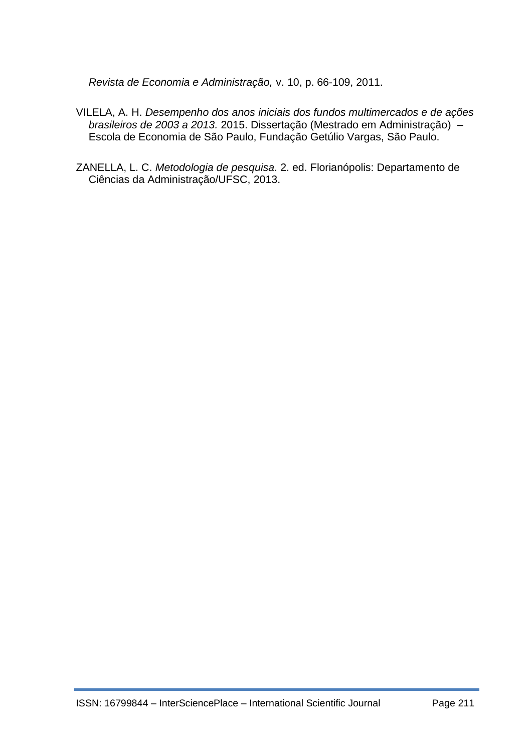*Revista de Economia e Administração,* v. 10, p. 66-109, 2011.

VILELA, A. H. *Desempenho dos anos iniciais dos fundos multimercados e de ações brasileiros de 2003 a 2013.* 2015. Dissertação (Mestrado em Administração) – Escola de Economia de São Paulo, Fundação Getúlio Vargas, São Paulo.

ZANELLA, L. C. *Metodologia de pesquisa*. 2. ed. Florianópolis: Departamento de Ciências da Administração/UFSC, 2013.